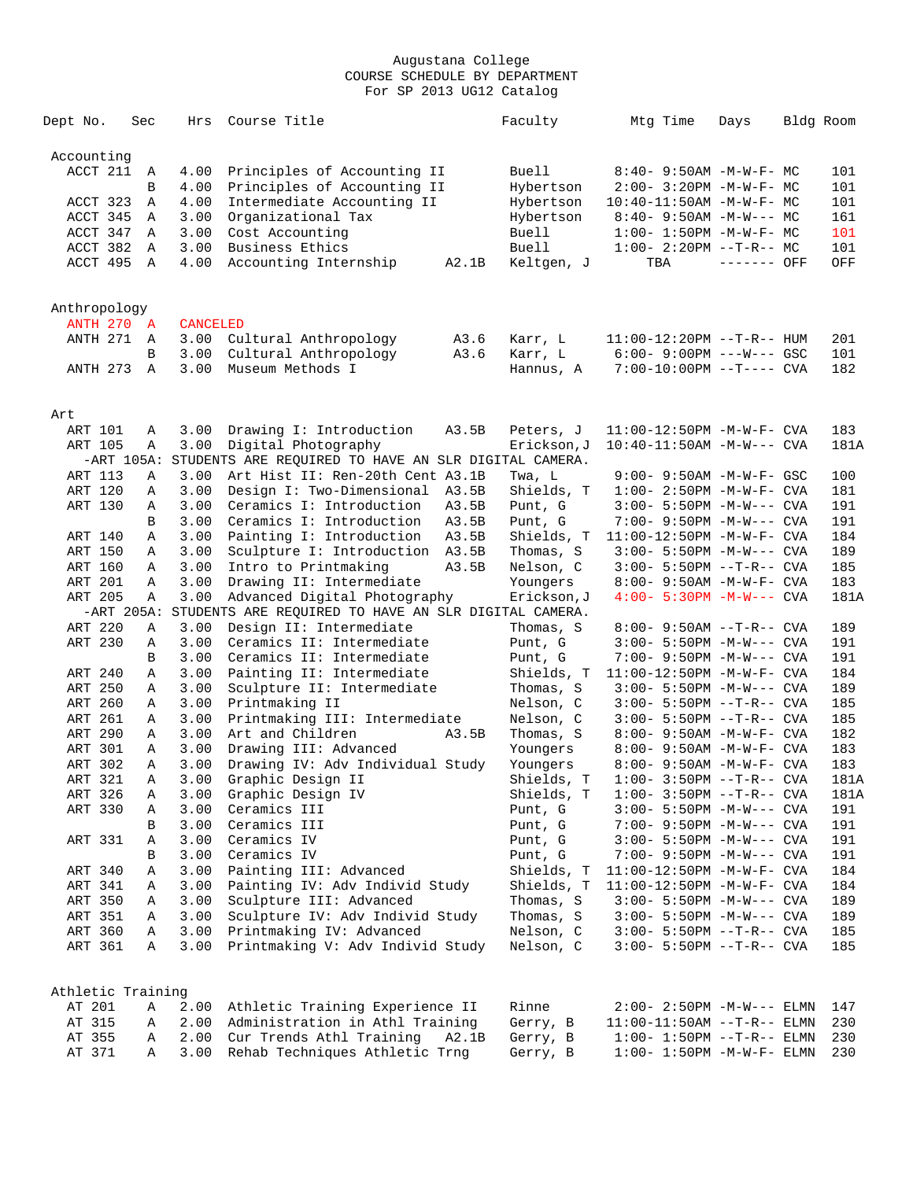# Augustana College
## COURSE SCHEDULE BY DEPARTMENT
### For SP 2013 UG12 Catalog

| Dept No. | Sec | Hrs | Course Title | | Faculty | Mtg Time | Days | Bldg | Room |
|---|---|---|---|---|---|---|---|---|---|
| **Accounting** | | | | | | | | | |
| ACCT 211 | A | 4.00 | Principles of Accounting II | | Buell | 8:40- 9:50AM | -M-W-F- | MC | 101 |
| | B | 4.00 | Principles of Accounting II | | Hybertson | 2:00- 3:20PM | -M-W-F- | MC | 101 |
| ACCT 323 | A | 4.00 | Intermediate Accounting II | | Hybertson | 10:40-11:50AM | -M-W-F- | MC | 101 |
| ACCT 345 | A | 3.00 | Organizational Tax | | Hybertson | 8:40- 9:50AM | -M-W--- | MC | 161 |
| ACCT 347 | A | 3.00 | Cost Accounting | | Buell | 1:00- 1:50PM | -M-W-F- | MC | 101 |
| ACCT 382 | A | 3.00 | Business Ethics | | Buell | 1:00- 2:20PM | --T-R-- | MC | 101 |
| ACCT 495 | A | 4.00 | Accounting Internship | A2.1B | Keltgen, J | TBA | ------- | OFF | OFF |
| **Anthropology** | | | | | | | | | |
| ANTH 270 | A | CANCELED | | | | | | | |
| ANTH 271 | A | 3.00 | Cultural Anthropology | A3.6 | Karr, L | 11:00-12:20PM | --T-R-- | HUM | 201 |
| | B | 3.00 | Cultural Anthropology | A3.6 | Karr, L | 6:00- 9:00PM | ---W--- | GSC | 101 |
| ANTH 273 | A | 3.00 | Museum Methods I | | Hannus, A | 7:00-10:00PM | --T---- | CVA | 182 |
| **Art** | | | | | | | | | |
| ART 101 | A | 3.00 | Drawing I: Introduction | A3.5B | Peters, J | 11:00-12:50PM | -M-W-F- | CVA | 183 |
| ART 105 | A | 3.00 | Digital Photography | | Erickson,J | 10:40-11:50AM | -M-W--- | CVA | 181A |
| -ART 105A: STUDENTS ARE REQUIRED TO HAVE AN SLR DIGITAL CAMERA. | | | | | | | | | |
| ART 113 | A | 3.00 | Art Hist II: Ren-20th Cent | A3.1B | Twa, L | 9:00- 9:50AM | -M-W-F- | GSC | 100 |
| ART 120 | A | 3.00 | Design I: Two-Dimensional | A3.5B | Shields, T | 1:00- 2:50PM | -M-W-F- | CVA | 181 |
| ART 130 | A | 3.00 | Ceramics I: Introduction | A3.5B | Punt, G | 3:00- 5:50PM | -M-W--- | CVA | 191 |
| | B | 3.00 | Ceramics I: Introduction | A3.5B | Punt, G | 7:00- 9:50PM | -M-W--- | CVA | 191 |
| ART 140 | A | 3.00 | Painting I: Introduction | A3.5B | Shields, T | 11:00-12:50PM | -M-W-F- | CVA | 184 |
| ART 150 | A | 3.00 | Sculpture I: Introduction | A3.5B | Thomas, S | 3:00- 5:50PM | -M-W--- | CVA | 189 |
| ART 160 | A | 3.00 | Intro to Printmaking | A3.5B | Nelson, C | 3:00- 5:50PM | --T-R-- | CVA | 185 |
| ART 201 | A | 3.00 | Drawing II: Intermediate | | Youngers | 8:00- 9:50AM | -M-W-F- | CVA | 183 |
| ART 205 | A | 3.00 | Advanced Digital Photography | | Erickson,J | 4:00- 5:30PM | -M-W--- | CVA | 181A |
| -ART 205A: STUDENTS ARE REQUIRED TO HAVE AN SLR DIGITAL CAMERA. | | | | | | | | | |
| ART 220 | A | 3.00 | Design II: Intermediate | | Thomas, S | 8:00- 9:50AM | --T-R-- | CVA | 189 |
| ART 230 | A | 3.00 | Ceramics II: Intermediate | | Punt, G | 3:00- 5:50PM | -M-W--- | CVA | 191 |
| | B | 3.00 | Ceramics II: Intermediate | | Punt, G | 7:00- 9:50PM | -M-W--- | CVA | 191 |
| ART 240 | A | 3.00 | Painting II: Intermediate | | Shields, T | 11:00-12:50PM | -M-W-F- | CVA | 184 |
| ART 250 | A | 3.00 | Sculpture II: Intermediate | | Thomas, S | 3:00- 5:50PM | -M-W--- | CVA | 189 |
| ART 260 | A | 3.00 | Printmaking II | | Nelson, C | 3:00- 5:50PM | --T-R-- | CVA | 185 |
| ART 261 | A | 3.00 | Printmaking III: Intermediate | | Nelson, C | 3:00- 5:50PM | --T-R-- | CVA | 185 |
| ART 290 | A | 3.00 | Art and Children | A3.5B | Thomas, S | 8:00- 9:50AM | -M-W-F- | CVA | 182 |
| ART 301 | A | 3.00 | Drawing III: Advanced | | Youngers | 8:00- 9:50AM | -M-W-F- | CVA | 183 |
| ART 302 | A | 3.00 | Drawing IV: Adv Individual Study | | Youngers | 8:00- 9:50AM | -M-W-F- | CVA | 183 |
| ART 321 | A | 3.00 | Graphic Design II | | Shields, T | 1:00- 3:50PM | --T-R-- | CVA | 181A |
| ART 326 | A | 3.00 | Graphic Design IV | | Shields, T | 1:00- 3:50PM | --T-R-- | CVA | 181A |
| ART 330 | A | 3.00 | Ceramics III | | Punt, G | 3:00- 5:50PM | -M-W--- | CVA | 191 |
| | B | 3.00 | Ceramics III | | Punt, G | 7:00- 9:50PM | -M-W--- | CVA | 191 |
| ART 331 | A | 3.00 | Ceramics IV | | Punt, G | 3:00- 5:50PM | -M-W--- | CVA | 191 |
| | B | 3.00 | Ceramics IV | | Punt, G | 7:00- 9:50PM | -M-W--- | CVA | 191 |
| ART 340 | A | 3.00 | Painting III: Advanced | | Shields, T | 11:00-12:50PM | -M-W-F- | CVA | 184 |
| ART 341 | A | 3.00 | Painting IV: Adv Individ Study | | Shields, T | 11:00-12:50PM | -M-W-F- | CVA | 184 |
| ART 350 | A | 3.00 | Sculpture III: Advanced | | Thomas, S | 3:00- 5:50PM | -M-W--- | CVA | 189 |
| ART 351 | A | 3.00 | Sculpture IV: Adv Individ Study | | Thomas, S | 3:00- 5:50PM | -M-W--- | CVA | 189 |
| ART 360 | A | 3.00 | Printmaking IV: Advanced | | Nelson, C | 3:00- 5:50PM | --T-R-- | CVA | 185 |
| ART 361 | A | 3.00 | Printmaking V: Adv Individ Study | | Nelson, C | 3:00- 5:50PM | --T-R-- | CVA | 185 |
| **Athletic Training** | | | | | | | | | |
| AT 201 | A | 2.00 | Athletic Training Experience II | | Rinne | 2:00- 2:50PM | -M-W--- | ELMN | 147 |
| AT 315 | A | 2.00 | Administration in Athl Training | | Gerry, B | 11:00-11:50AM | --T-R-- | ELMN | 230 |
| AT 355 | A | 2.00 | Cur Trends Athl Training | A2.1B | Gerry, B | 1:00- 1:50PM | --T-R-- | ELMN | 230 |
| AT 371 | A | 3.00 | Rehab Techniques Athletic Trng | | Gerry, B | 1:00- 1:50PM | -M-W-F- | ELMN | 230 |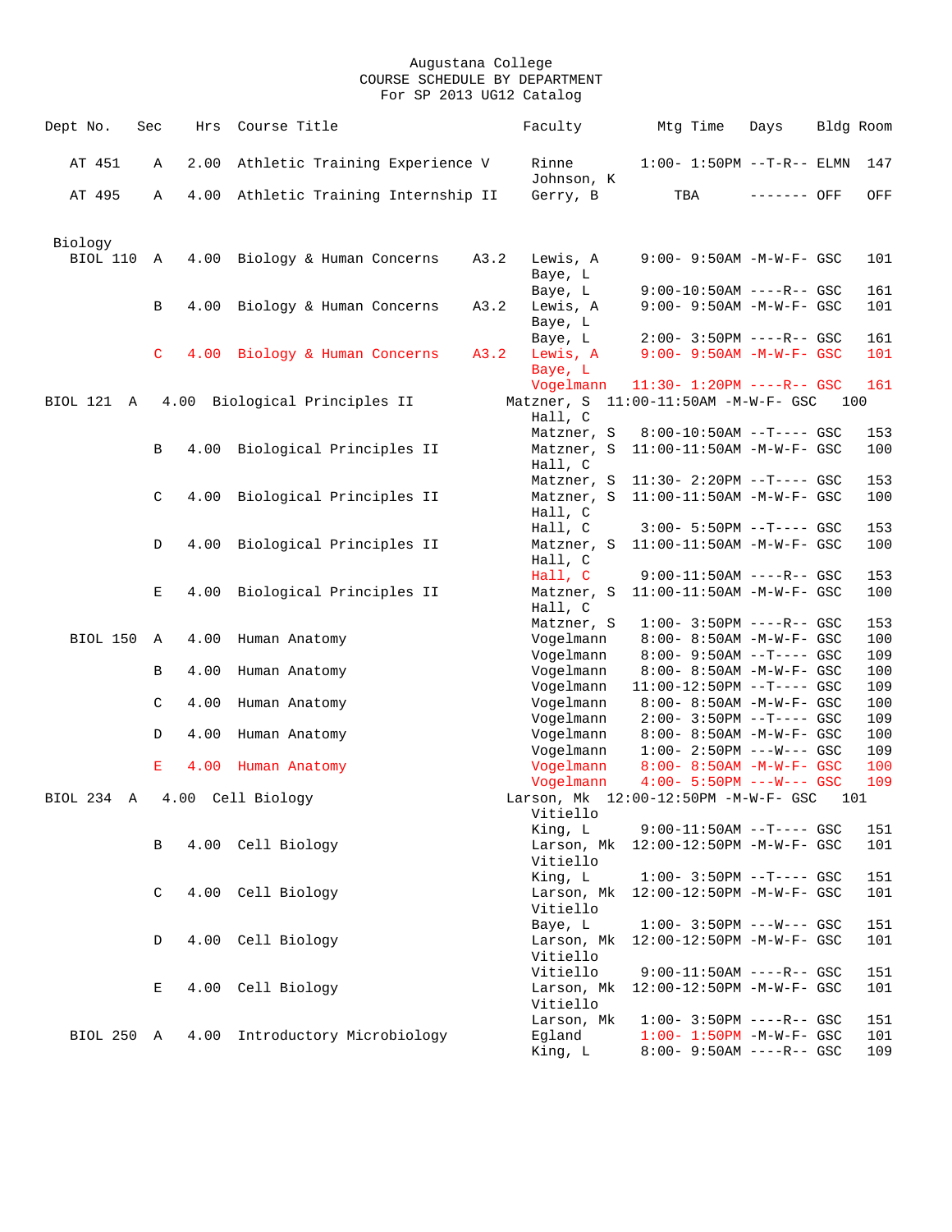Augustana College
COURSE SCHEDULE BY DEPARTMENT
For SP 2013 UG12 Catalog

| Dept No. | Sec | Hrs | Course Title | | Faculty | Mtg Time | Days | Bldg | Room |
|---|---|---|---|---|---|---|---|---|---|
| AT 451 | A | 2.00 | Athletic Training Experience V | | Rinne | 1:00- 1:50PM | --T-R-- | ELMN | 147 |
| | | | | | Johnson, K | | | | |
| AT 495 | A | 4.00 | Athletic Training Internship II | | Gerry, B | TBA | ------- | OFF | OFF |
| **Biology** | | | | | | | | | |
| BIOL 110 | A | 4.00 | Biology & Human Concerns | A3.2 | Lewis, A | 9:00- 9:50AM | -M-W-F- | GSC | 101 |
| | | | | | Baye, L | | | | |
| | | | | | Baye, L | 9:00-10:50AM | ----R-- | GSC | 161 |
| | B | 4.00 | Biology & Human Concerns | A3.2 | Lewis, A | 9:00- 9:50AM | -M-W-F- | GSC | 101 |
| | | | | | Baye, L | | | | |
| | | | | | Baye, L | 2:00- 3:50PM | ----R-- | GSC | 161 |
| | C | 4.00 | Biology & Human Concerns | A3.2 | Lewis, A | 9:00- 9:50AM | -M-W-F- | GSC | 101 |
| | | | | | Baye, L | | | | |
| | | | | | Vogelmann | 11:30- 1:20PM | ----R-- | GSC | 161 |
| BIOL 121 | A | 4.00 | Biological Principles II | | Matzner, S | 11:00-11:50AM | -M-W-F- | GSC | 100 |
| | | | | | Hall, C | | | | |
| | | | | | Matzner, S | 8:00-10:50AM | --T---- | GSC | 153 |
| | B | 4.00 | Biological Principles II | | Matzner, S | 11:00-11:50AM | -M-W-F- | GSC | 100 |
| | | | | | Hall, C | | | | |
| | | | | | Matzner, S | 11:30- 2:20PM | --T---- | GSC | 153 |
| | C | 4.00 | Biological Principles II | | Matzner, S | 11:00-11:50AM | -M-W-F- | GSC | 100 |
| | | | | | Hall, C | | | | |
| | | | | | Hall, C | 3:00- 5:50PM | --T---- | GSC | 153 |
| | D | 4.00 | Biological Principles II | | Matzner, S | 11:00-11:50AM | -M-W-F- | GSC | 100 |
| | | | | | Hall, C | | | | |
| | | | | | Hall, C | 9:00-11:50AM | ----R-- | GSC | 153 |
| | E | 4.00 | Biological Principles II | | Matzner, S | 11:00-11:50AM | -M-W-F- | GSC | 100 |
| | | | | | Hall, C | | | | |
| | | | | | Matzner, S | 1:00- 3:50PM | ----R-- | GSC | 153 |
| BIOL 150 | A | 4.00 | Human Anatomy | | Vogelmann | 8:00- 8:50AM | -M-W-F- | GSC | 100 |
| | | | | | Vogelmann | 8:00- 9:50AM | --T---- | GSC | 109 |
| | B | 4.00 | Human Anatomy | | Vogelmann | 8:00- 8:50AM | -M-W-F- | GSC | 100 |
| | | | | | Vogelmann | 11:00-12:50PM | --T---- | GSC | 109 |
| | C | 4.00 | Human Anatomy | | Vogelmann | 8:00- 8:50AM | -M-W-F- | GSC | 100 |
| | | | | | Vogelmann | 2:00- 3:50PM | --T---- | GSC | 109 |
| | D | 4.00 | Human Anatomy | | Vogelmann | 8:00- 8:50AM | -M-W-F- | GSC | 100 |
| | | | | | Vogelmann | 1:00- 2:50PM | ---W--- | GSC | 109 |
| | E | 4.00 | Human Anatomy | | Vogelmann | 8:00- 8:50AM | -M-W-F- | GSC | 100 |
| | | | | | Vogelmann | 4:00- 5:50PM | ---W--- | GSC | 109 |
| BIOL 234 | A | 4.00 | Cell Biology | | Larson, Mk | 12:00-12:50PM | -M-W-F- | GSC | 101 |
| | | | | | Vitiello | | | | |
| | | | | | King, L | 9:00-11:50AM | --T---- | GSC | 151 |
| | B | 4.00 | Cell Biology | | Larson, Mk | 12:00-12:50PM | -M-W-F- | GSC | 101 |
| | | | | | Vitiello | | | | |
| | | | | | King, L | 1:00- 3:50PM | --T---- | GSC | 151 |
| | C | 4.00 | Cell Biology | | Larson, Mk | 12:00-12:50PM | -M-W-F- | GSC | 101 |
| | | | | | Vitiello | | | | |
| | | | | | Baye, L | 1:00- 3:50PM | ---W--- | GSC | 151 |
| | D | 4.00 | Cell Biology | | Larson, Mk | 12:00-12:50PM | -M-W-F- | GSC | 101 |
| | | | | | Vitiello | | | | |
| | | | | | Vitiello | 9:00-11:50AM | ----R-- | GSC | 151 |
| | E | 4.00 | Cell Biology | | Larson, Mk | 12:00-12:50PM | -M-W-F- | GSC | 101 |
| | | | | | Vitiello | | | | |
| | | | | | Larson, Mk | 1:00- 3:50PM | ----R-- | GSC | 151 |
| BIOL 250 | A | 4.00 | Introductory Microbiology | | Egland | 1:00- 1:50PM | -M-W-F- | GSC | 101 |
| | | | | | King, L | 8:00- 9:50AM | ----R-- | GSC | 109 |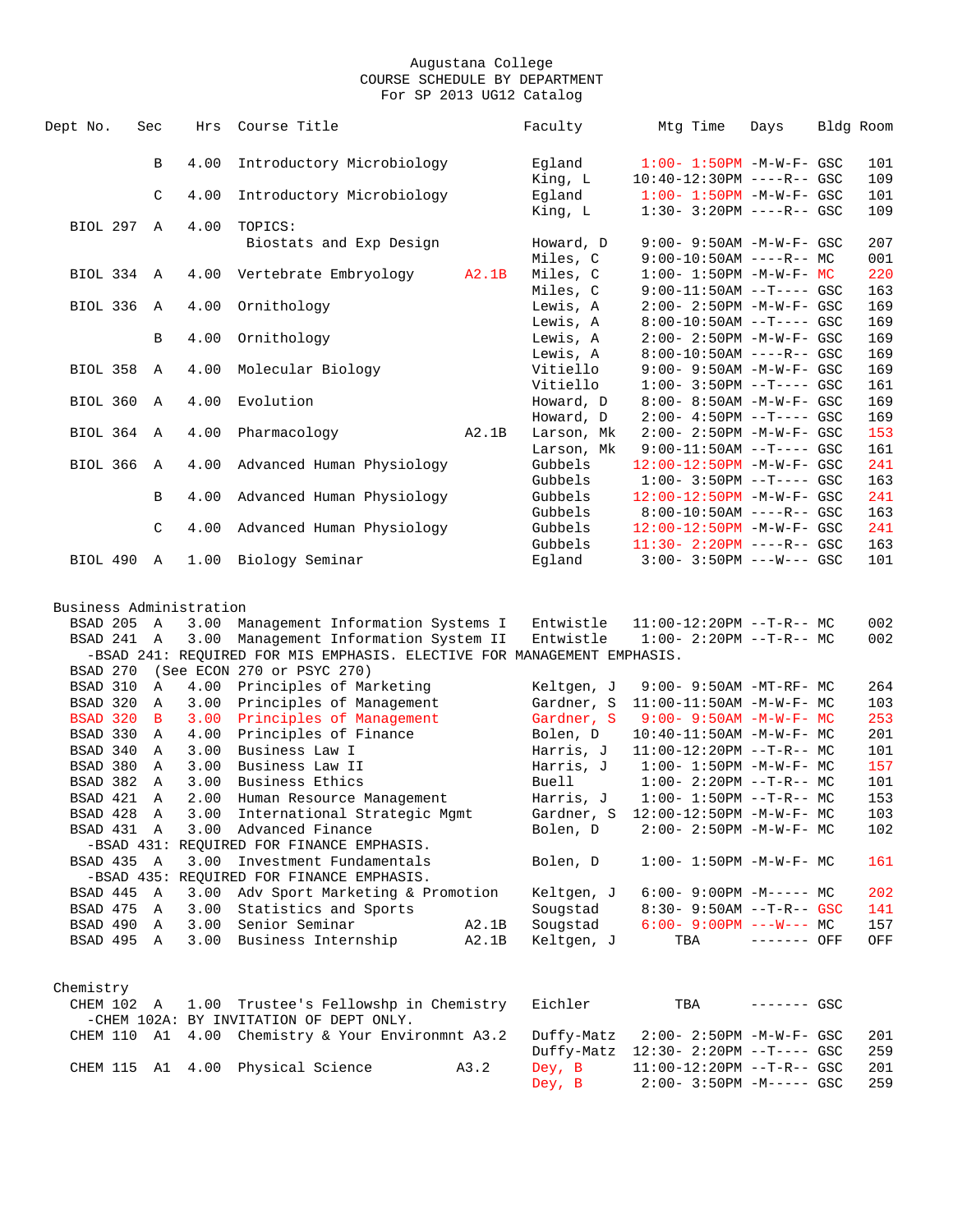Augustana College
COURSE SCHEDULE BY DEPARTMENT
For SP 2013 UG12 Catalog

| Dept No. | Sec | Hrs | Course Title | | Faculty | Mtg Time | Days | Bldg | Room |
|---|---|---|---|---|---|---|---|---|---|
| | B | 4.00 | Introductory Microbiology | | Egland | 1:00- 1:50PM | -M-W-F- | GSC | 101 |
| | | | | | King, L | 10:40-12:30PM | ----R-- | GSC | 109 |
| | C | 4.00 | Introductory Microbiology | | Egland | 1:00- 1:50PM | -M-W-F- | GSC | 101 |
| | | | | | King, L | 1:30- 3:20PM | ----R-- | GSC | 109 |
| BIOL 297 | A | 4.00 | TOPICS: Biostats and Exp Design | | Howard, D | 9:00- 9:50AM | -M-W-F- | GSC | 207 |
| | | | | | Miles, C | 9:00-10:50AM | ----R-- | MC | 001 |
| BIOL 334 | A | 4.00 | Vertebrate Embryology | A2.1B | Miles, C | 1:00- 1:50PM | -M-W-F- | MC | 220 |
| | | | | | Miles, C | 9:00-11:50AM | --T---- | GSC | 163 |
| BIOL 336 | A | 4.00 | Ornithology | | Lewis, A | 2:00- 2:50PM | -M-W-F- | GSC | 169 |
| | | | | | Lewis, A | 8:00-10:50AM | --T---- | GSC | 169 |
| | B | 4.00 | Ornithology | | Lewis, A | 2:00- 2:50PM | -M-W-F- | GSC | 169 |
| | | | | | Lewis, A | 8:00-10:50AM | ----R-- | GSC | 169 |
| BIOL 358 | A | 4.00 | Molecular Biology | | Vitiello | 9:00- 9:50AM | -M-W-F- | GSC | 169 |
| | | | | | Vitiello | 1:00- 3:50PM | --T---- | GSC | 161 |
| BIOL 360 | A | 4.00 | Evolution | | Howard, D | 8:00- 8:50AM | -M-W-F- | GSC | 169 |
| | | | | | Howard, D | 2:00- 4:50PM | --T---- | GSC | 169 |
| BIOL 364 | A | 4.00 | Pharmacology | A2.1B | Larson, Mk | 2:00- 2:50PM | -M-W-F- | GSC | 153 |
| | | | | | Larson, Mk | 9:00-11:50AM | --T---- | GSC | 161 |
| BIOL 366 | A | 4.00 | Advanced Human Physiology | | Gubbels | 12:00-12:50PM | -M-W-F- | GSC | 241 |
| | | | | | Gubbels | 1:00- 3:50PM | --T---- | GSC | 163 |
| | B | 4.00 | Advanced Human Physiology | | Gubbels | 12:00-12:50PM | -M-W-F- | GSC | 241 |
| | | | | | Gubbels | 8:00-10:50AM | ----R-- | GSC | 163 |
| | C | 4.00 | Advanced Human Physiology | | Gubbels | 12:00-12:50PM | -M-W-F- | GSC | 241 |
| | | | | | Gubbels | 11:30- 2:20PM | ----R-- | GSC | 163 |
| BIOL 490 | A | 1.00 | Biology Seminar | | Egland | 3:00- 3:50PM | ---W--- | GSC | 101 |

## Business Administration

| Dept No. | Sec | Hrs | Course Title | | Faculty | Mtg Time | Days | Bldg | Room |
|---|---|---|---|---|---|---|---|---|---|
| BSAD 205 | A | 3.00 | Management Information Systems I | | Entwistle | 11:00-12:20PM | --T-R-- | MC | 002 |
| BSAD 241 | A | 3.00 | Management Information System II | | Entwistle | 1:00- 2:20PM | --T-R-- | MC | 002 |
| -BSAD 241: REQUIRED FOR MIS EMPHASIS. ELECTIVE FOR MANAGEMENT EMPHASIS. | | | | | | | | | |
| BSAD 270 | | | (See ECON 270 or PSYC 270) | | | | | | |
| BSAD 310 | A | 4.00 | Principles of Marketing | | Keltgen, J | 9:00- 9:50AM | -MT-RF- | MC | 264 |
| BSAD 320 | A | 3.00 | Principles of Management | | Gardner, S | 11:00-11:50AM | -M-W-F- | MC | 103 |
| BSAD 320 | B | 3.00 | Principles of Management | | Gardner, S | 9:00- 9:50AM | -M-W-F- | MC | 253 |
| BSAD 330 | A | 4.00 | Principles of Finance | | Bolen, D | 10:40-11:50AM | -M-W-F- | MC | 201 |
| BSAD 340 | A | 3.00 | Business Law I | | Harris, J | 11:00-12:20PM | --T-R-- | MC | 101 |
| BSAD 380 | A | 3.00 | Business Law II | | Harris, J | 1:00- 1:50PM | -M-W-F- | MC | 157 |
| BSAD 382 | A | 3.00 | Business Ethics | | Buell | 1:00- 2:20PM | --T-R-- | MC | 101 |
| BSAD 421 | A | 2.00 | Human Resource Management | | Harris, J | 1:00- 1:50PM | --T-R-- | MC | 153 |
| BSAD 428 | A | 3.00 | International Strategic Mgmt | | Gardner, S | 12:00-12:50PM | -M-W-F- | MC | 103 |
| BSAD 431 | A | 3.00 | Advanced Finance | | Bolen, D | 2:00- 2:50PM | -M-W-F- | MC | 102 |
| -BSAD 431: REQUIRED FOR FINANCE EMPHASIS. | | | | | | | | | |
| BSAD 435 | A | 3.00 | Investment Fundamentals | | Bolen, D | 1:00- 1:50PM | -M-W-F- | MC | 161 |
| -BSAD 435: REQUIRED FOR FINANCE EMPHASIS. | | | | | | | | | |
| BSAD 445 | A | 3.00 | Adv Sport Marketing & Promotion | | Keltgen, J | 6:00- 9:00PM | -M----- | MC | 202 |
| BSAD 475 | A | 3.00 | Statistics and Sports | | Sougstad | 8:30- 9:50AM | --T-R-- | GSC | 141 |
| BSAD 490 | A | 3.00 | Senior Seminar | A2.1B | Sougstad | 6:00- 9:00PM | ---W--- | MC | 157 |
| BSAD 495 | A | 3.00 | Business Internship | A2.1B | Keltgen, J | TBA | ------- | OFF | OFF |

## Chemistry

| Dept No. | Sec | Hrs | Course Title | | Faculty | Mtg Time | Days | Bldg | Room |
|---|---|---|---|---|---|---|---|---|---|
| CHEM 102 | A | 1.00 | Trustee's Fellowshp in Chemistry | | Eichler | TBA | ------- | GSC | |
| -CHEM 102A: BY INVITATION OF DEPT ONLY. | | | | | | | | | |
| CHEM 110 | A1 | 4.00 | Chemistry & Your Environmnt | A3.2 | Duffy-Matz | 2:00- 2:50PM | -M-W-F- | GSC | 201 |
| | | | | | Duffy-Matz | 12:30- 2:20PM | --T---- | GSC | 259 |
| CHEM 115 | A1 | 4.00 | Physical Science | A3.2 | Dey, B | 11:00-12:20PM | --T-R-- | GSC | 201 |
| | | | | | Dey, B | 2:00- 3:50PM | -M----- | GSC | 259 |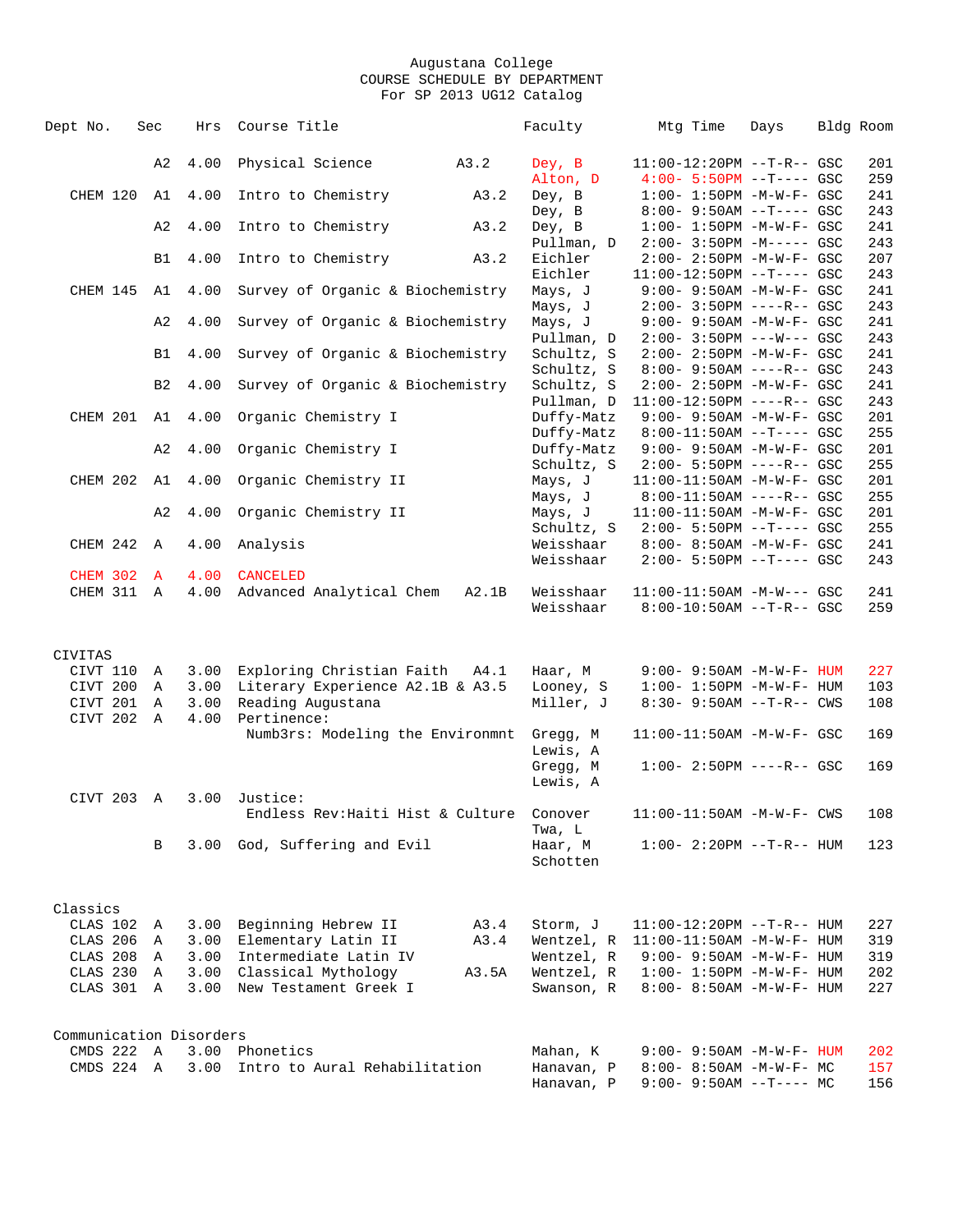Augustana College
COURSE SCHEDULE BY DEPARTMENT
For SP 2013 UG12 Catalog

| Dept No. | Sec | Hrs | Course Title | | Faculty | Mtg Time | Days | Bldg | Room |
|---|---|---|---|---|---|---|---|---|---|
| | A2 | 4.00 | Physical Science | A3.2 | Dey, B | 11:00-12:20PM | --T-R-- | GSC | 201 |
| | | | | | Alton, D | 4:00- 5:50PM | --T---- | GSC | 259 |
| CHEM 120 | A1 | 4.00 | Intro to Chemistry | A3.2 | Dey, B | 1:00- 1:50PM | -M-W-F- | GSC | 241 |
| | | | | | Dey, B | 8:00- 9:50AM | --T---- | GSC | 243 |
| | A2 | 4.00 | Intro to Chemistry | A3.2 | Dey, B | 1:00- 1:50PM | -M-W-F- | GSC | 241 |
| | | | | | Pullman, D | 2:00- 3:50PM | -M----- | GSC | 243 |
| | B1 | 4.00 | Intro to Chemistry | A3.2 | Eichler | 2:00- 2:50PM | -M-W-F- | GSC | 207 |
| | | | | | Eichler | 11:00-12:50PM | --T---- | GSC | 243 |
| CHEM 145 | A1 | 4.00 | Survey of Organic & Biochemistry | | Mays, J | 9:00- 9:50AM | -M-W-F- | GSC | 241 |
| | | | | | Mays, J | 2:00- 3:50PM | ----R-- | GSC | 243 |
| | A2 | 4.00 | Survey of Organic & Biochemistry | | Mays, J | 9:00- 9:50AM | -M-W-F- | GSC | 241 |
| | | | | | Pullman, D | 2:00- 3:50PM | ---W--- | GSC | 243 |
| | B1 | 4.00 | Survey of Organic & Biochemistry | | Schultz, S | 2:00- 2:50PM | -M-W-F- | GSC | 241 |
| | | | | | Schultz, S | 8:00- 9:50AM | ----R-- | GSC | 243 |
| | B2 | 4.00 | Survey of Organic & Biochemistry | | Schultz, S | 2:00- 2:50PM | -M-W-F- | GSC | 241 |
| | | | | | Pullman, D | 11:00-12:50PM | ----R-- | GSC | 243 |
| CHEM 201 | A1 | 4.00 | Organic Chemistry I | | Duffy-Matz | 9:00- 9:50AM | -M-W-F- | GSC | 201 |
| | | | | | Duffy-Matz | 8:00-11:50AM | --T---- | GSC | 255 |
| | A2 | 4.00 | Organic Chemistry I | | Duffy-Matz | 9:00- 9:50AM | -M-W-F- | GSC | 201 |
| | | | | | Schultz, S | 2:00- 5:50PM | ----R-- | GSC | 255 |
| CHEM 202 | A1 | 4.00 | Organic Chemistry II | | Mays, J | 11:00-11:50AM | -M-W-F- | GSC | 201 |
| | | | | | Mays, J | 8:00-11:50AM | ----R-- | GSC | 255 |
| | A2 | 4.00 | Organic Chemistry II | | Mays, J | 11:00-11:50AM | -M-W-F- | GSC | 201 |
| | | | | | Schultz, S | 2:00- 5:50PM | --T---- | GSC | 255 |
| CHEM 242 | A | 4.00 | Analysis | | Weisshaar | 8:00- 8:50AM | -M-W-F- | GSC | 241 |
| | | | | | Weisshaar | 2:00- 5:50PM | --T---- | GSC | 243 |
| CHEM 302 | A | 4.00 | CANCELED | | | | | | |
| CHEM 311 | A | 4.00 | Advanced Analytical Chem | A2.1B | Weisshaar | 11:00-11:50AM | -M-W--- | GSC | 241 |
| | | | | | Weisshaar | 8:00-10:50AM | --T-R-- | GSC | 259 |

CIVITAS

| Dept No. | Sec | Hrs | Course Title | | Faculty | Mtg Time | Days | Bldg | Room |
|---|---|---|---|---|---|---|---|---|---|
| CIVT 110 | A | 3.00 | Exploring Christian Faith | A4.1 | Haar, M | 9:00- 9:50AM | -M-W-F- | HUM | 227 |
| CIVT 200 | A | 3.00 | Literary Experience A2.1B & A3.5 | | Looney, S | 1:00- 1:50PM | -M-W-F- | HUM | 103 |
| CIVT 201 | A | 3.00 | Reading Augustana | | Miller, J | 8:30- 9:50AM | --T-R-- | CWS | 108 |
| CIVT 202 | A | 4.00 | Pertinence: | | | | | | |
| | | | Numb3rs: Modeling the Environmnt | | Gregg, M | 11:00-11:50AM | -M-W-F- | GSC | 169 |
| | | | | | Lewis, A | | | | |
| | | | | | Gregg, M | 1:00- 2:50PM | ----R-- | GSC | 169 |
| | | | | | Lewis, A | | | | |
| CIVT 203 | A | 3.00 | Justice: | | | | | | |
| | | | Endless Rev:Haiti Hist & Culture | | Conover | 11:00-11:50AM | -M-W-F- | CWS | 108 |
| | | | | | Twa, L | | | | |
| | B | 3.00 | God, Suffering and Evil | | Haar, M | 1:00- 2:20PM | --T-R-- | HUM | 123 |
| | | | | | Schotten | | | | |

Classics

| Dept No. | Sec | Hrs | Course Title | | Faculty | Mtg Time | Days | Bldg | Room |
|---|---|---|---|---|---|---|---|---|---|
| CLAS 102 | A | 3.00 | Beginning Hebrew II | A3.4 | Storm, J | 11:00-12:20PM | --T-R-- | HUM | 227 |
| CLAS 206 | A | 3.00 | Elementary Latin II | A3.4 | Wentzel, R | 11:00-11:50AM | -M-W-F- | HUM | 319 |
| CLAS 208 | A | 3.00 | Intermediate Latin IV | | Wentzel, R | 9:00- 9:50AM | -M-W-F- | HUM | 319 |
| CLAS 230 | A | 3.00 | Classical Mythology | A3.5A | Wentzel, R | 1:00- 1:50PM | -M-W-F- | HUM | 202 |
| CLAS 301 | A | 3.00 | New Testament Greek I | | Swanson, R | 8:00- 8:50AM | -M-W-F- | HUM | 227 |

Communication Disorders

| Dept No. | Sec | Hrs | Course Title | | Faculty | Mtg Time | Days | Bldg | Room |
|---|---|---|---|---|---|---|---|---|---|
| CMDS 222 | A | 3.00 | Phonetics | | Mahan, K | 9:00- 9:50AM | -M-W-F- | HUM | 202 |
| CMDS 224 | A | 3.00 | Intro to Aural Rehabilitation | | Hanavan, P | 8:00- 8:50AM | -M-W-F- | MC | 157 |
| | | | | | Hanavan, P | 9:00- 9:50AM | --T---- | MC | 156 |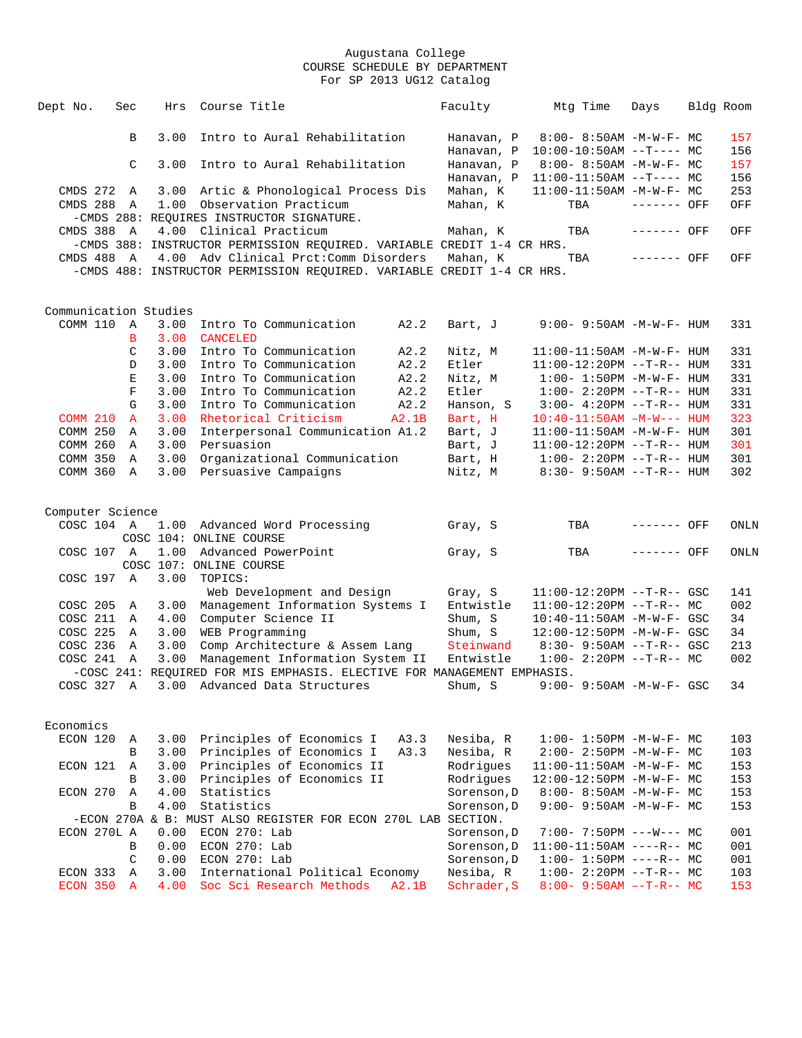Augustana College
COURSE SCHEDULE BY DEPARTMENT
For SP 2013 UG12 Catalog

| Dept No. | Sec | Hrs | Course Title | | Faculty | Mtg Time | Days | Bldg | Room |
|---|---|---|---|---|---|---|---|---|---|
| | B | 3.00 | Intro to Aural Rehabilitation | | Hanavan, P | 8:00- 8:50AM | -M-W-F- | MC | 157 |
| | | | | | Hanavan, P | 10:00-10:50AM | --T---- | MC | 156 |
| | C | 3.00 | Intro to Aural Rehabilitation | | Hanavan, P | 8:00- 8:50AM | -M-W-F- | MC | 157 |
| | | | | | Hanavan, P | 11:00-11:50AM | --T---- | MC | 156 |
| CMDS 272 | A | 3.00 | Artic & Phonological Process Dis | | Mahan, K | 11:00-11:50AM | -M-W-F- | MC | 253 |
| CMDS 288 | A | 1.00 | Observation Practicum | | Mahan, K | TBA | ------- | OFF | OFF |
| -CMDS 288: REQUIRES INSTRUCTOR SIGNATURE. | | | | | | | | | |
| CMDS 388 | A | 4.00 | Clinical Practicum | | Mahan, K | TBA | ------- | OFF | OFF |
| -CMDS 388: INSTRUCTOR PERMISSION REQUIRED. VARIABLE CREDIT 1-4 CR HRS. | | | | | | | | | |
| CMDS 488 | A | 4.00 | Adv Clinical Prct:Comm Disorders | | Mahan, K | TBA | ------- | OFF | OFF |
| -CMDS 488: INSTRUCTOR PERMISSION REQUIRED. VARIABLE CREDIT 1-4 CR HRS. | | | | | | | | | |

## Communication Studies

| Dept No. | Sec | Hrs | Course Title | | Faculty | Mtg Time | Days | Bldg | Room |
|---|---|---|---|---|---|---|---|---|---|
| COMM 110 | A | 3.00 | Intro To Communication | A2.2 | Bart, J | 9:00- 9:50AM | -M-W-F- | HUM | 331 |
| | B | 3.00 | CANCELED | | | | | | |
| | C | 3.00 | Intro To Communication | A2.2 | Nitz, M | 11:00-11:50AM | -M-W-F- | HUM | 331 |
| | D | 3.00 | Intro To Communication | A2.2 | Etler | 11:00-12:20PM | --T-R-- | HUM | 331 |
| | E | 3.00 | Intro To Communication | A2.2 | Nitz, M | 1:00- 1:50PM | -M-W-F- | HUM | 331 |
| | F | 3.00 | Intro To Communication | A2.2 | Etler | 1:00- 2:20PM | --T-R-- | HUM | 331 |
| | G | 3.00 | Intro To Communication | A2.2 | Hanson, S | 3:00- 4:20PM | --T-R-- | HUM | 331 |
| COMM 210 | A | 3.00 | Rhetorical Criticism | A2.1B | Bart, H | 10:40-11:50AM | -M-W--- | HUM | 323 |
| COMM 250 | A | 3.00 | Interpersonal Communication | A1.2 | Bart, J | 11:00-11:50AM | -M-W-F- | HUM | 301 |
| COMM 260 | A | 3.00 | Persuasion | | Bart, J | 11:00-12:20PM | --T-R-- | HUM | 301 |
| COMM 350 | A | 3.00 | Organizational Communication | | Bart, H | 1:00- 2:20PM | --T-R-- | HUM | 301 |
| COMM 360 | A | 3.00 | Persuasive Campaigns | | Nitz, M | 8:30- 9:50AM | --T-R-- | HUM | 302 |

## Computer Science

| Dept No. | Sec | Hrs | Course Title | | Faculty | Mtg Time | Days | Bldg | Room |
|---|---|---|---|---|---|---|---|---|---|
| COSC 104 | A | 1.00 | Advanced Word Processing | | Gray, S | TBA | ------- | OFF | ONLN |
| | | | COSC 104: ONLINE COURSE | | | | | | |
| COSC 107 | A | 1.00 | Advanced PowerPoint | | Gray, S | TBA | ------- | OFF | ONLN |
| | | | COSC 107: ONLINE COURSE | | | | | | |
| COSC 197 | A | 3.00 | TOPICS: | | | | | | |
| | | | Web Development and Design | | Gray, S | 11:00-12:20PM | --T-R-- | GSC | 141 |
| COSC 205 | A | 3.00 | Management Information Systems I | | Entwistle | 11:00-12:20PM | --T-R-- | MC | 002 |
| COSC 211 | A | 4.00 | Computer Science II | | Shum, S | 10:40-11:50AM | -M-W-F- | GSC | 34 |
| COSC 225 | A | 3.00 | WEB Programming | | Shum, S | 12:00-12:50PM | -M-W-F- | GSC | 34 |
| COSC 236 | A | 3.00 | Comp Architecture & Assem Lang | | Steinwand | 8:30- 9:50AM | --T-R-- | GSC | 213 |
| COSC 241 | A | 3.00 | Management Information System II | | Entwistle | 1:00- 2:20PM | --T-R-- | MC | 002 |
| -COSC 241: REQUIRED FOR MIS EMPHASIS. ELECTIVE FOR MANAGEMENT EMPHASIS. | | | | | | | | | |
| COSC 327 | A | 3.00 | Advanced Data Structures | | Shum, S | 9:00- 9:50AM | -M-W-F- | GSC | 34 |

## Economics

| Dept No. | Sec | Hrs | Course Title | | Faculty | Mtg Time | Days | Bldg | Room |
|---|---|---|---|---|---|---|---|---|---|
| ECON 120 | A | 3.00 | Principles of Economics I | A3.3 | Nesiba, R | 1:00- 1:50PM | -M-W-F- | MC | 103 |
| | B | 3.00 | Principles of Economics I | A3.3 | Nesiba, R | 2:00- 2:50PM | -M-W-F- | MC | 103 |
| ECON 121 | A | 3.00 | Principles of Economics II | | Rodrigues | 11:00-11:50AM | -M-W-F- | MC | 153 |
| | B | 3.00 | Principles of Economics II | | Rodrigues | 12:00-12:50PM | -M-W-F- | MC | 153 |
| ECON 270 | A | 4.00 | Statistics | | Sorenson,D | 8:00- 8:50AM | -M-W-F- | MC | 153 |
| | B | 4.00 | Statistics | | Sorenson,D | 9:00- 9:50AM | -M-W-F- | MC | 153 |
| -ECON 270A & B: MUST ALSO REGISTER FOR ECON 270L LAB SECTION. | | | | | | | | | |
| ECON 270L | A | 0.00 | ECON 270: Lab | | Sorenson,D | 7:00- 7:50PM | ---W--- | MC | 001 |
| | B | 0.00 | ECON 270: Lab | | Sorenson,D | 11:00-11:50AM | ----R-- | MC | 001 |
| | C | 0.00 | ECON 270: Lab | | Sorenson,D | 1:00- 1:50PM | ----R-- | MC | 001 |
| ECON 333 | A | 3.00 | International Political Economy | | Nesiba, R | 1:00- 2:20PM | --T-R-- | MC | 103 |
| ECON 350 | A | 4.00 | Soc Sci Research Methods | A2.1B | Schrader,S | 8:00- 9:50AM | --T-R-- | MC | 153 |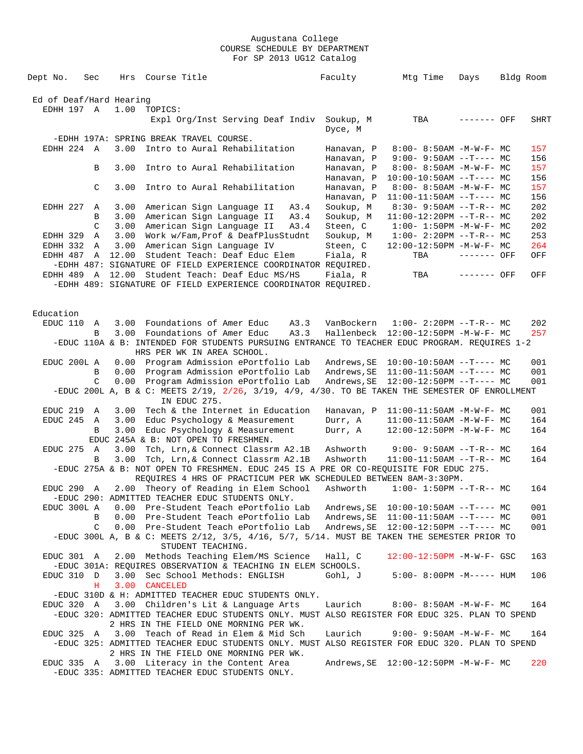Augustana College
COURSE SCHEDULE BY DEPARTMENT
For SP 2013 UG12 Catalog

| Dept | No. | Sec | Hrs | Course Title | Faculty | Mtg Time | Days | Bldg | Room |
|---|---|---|---|---|---|---|---|---|---|
| **Ed of Deaf/Hard Hearing** | | | | | | | | | |
| EDHH | 197 | A | 1.00 | TOPICS: Expl Org/Inst Serving Deaf Indiv | Soukup, M; Dyce, M | TBA | ------- | OFF | SHRT |
| -EDHH 197A: SPRING BREAK TRAVEL COURSE. | | | | | | | | | |
| EDHH | 224 | A | 3.00 | Intro to Aural Rehabilitation | Hanavan, P | 8:00- 8:50AM | -M-W-F- | MC | 157 |
| | | | | | Hanavan, P | 9:00- 9:50AM | --T---- | MC | 156 |
| | | B | 3.00 | Intro to Aural Rehabilitation | Hanavan, P | 8:00- 8:50AM | -M-W-F- | MC | 157 |
| | | | | | Hanavan, P | 10:00-10:50AM | --T---- | MC | 156 |
| | | C | 3.00 | Intro to Aural Rehabilitation | Hanavan, P | 8:00- 8:50AM | -M-W-F- | MC | 157 |
| | | | | | Hanavan, P | 11:00-11:50AM | --T---- | MC | 156 |
| EDHH | 227 | A | 3.00 | American Sign Language II A3.4 | Soukup, M | 8:30- 9:50AM | --T-R-- | MC | 202 |
| | | B | 3.00 | American Sign Language II A3.4 | Soukup, M | 11:00-12:20PM | --T-R-- | MC | 202 |
| | | C | 3.00 | American Sign Language II A3.4 | Steen, C | 1:00- 1:50PM | -M-W-F- | MC | 202 |
| EDHH | 329 | A | 3.00 | Work w/Fam,Prof & DeafPlusStudnt | Soukup, M | 1:00- 2:20PM | --T-R-- | MC | 253 |
| EDHH | 332 | A | 3.00 | American Sign Language IV | Steen, C | 12:00-12:50PM | -M-W-F- | MC | 264 |
| EDHH | 487 | A | 12.00 | Student Teach: Deaf Educ Elem | Fiala, R | TBA | ------- | OFF | OFF |
| -EDHH 487: SIGNATURE OF FIELD EXPERIENCE COORDINATOR REQUIRED. | | | | | | | | | |
| EDHH | 489 | A | 12.00 | Student Teach: Deaf Educ MS/HS | Fiala, R | TBA | ------- | OFF | OFF |
| -EDHH 489: SIGNATURE OF FIELD EXPERIENCE COORDINATOR REQUIRED. | | | | | | | | | |
| **Education** | | | | | | | | | |
| EDUC | 110 | A | 3.00 | Foundations of Amer Educ A3.3 | VanBockern | 1:00- 2:20PM | --T-R-- | MC | 202 |
| | | B | 3.00 | Foundations of Amer Educ A3.3 | Hallenbeck | 12:00-12:50PM | -M-W-F- | MC | 257 |
| -EDUC 110A & B: INTENDED FOR STUDENTS PURSUING ENTRANCE TO TEACHER EDUC PROGRAM. REQUIRES 1-2 HRS PER WK IN AREA SCHOOL. | | | | | | | | | |
| EDUC | 200L | A | 0.00 | Program Admission ePortfolio Lab | Andrews,SE | 10:00-10:50AM | --T---- | MC | 001 |
| | | B | 0.00 | Program Admission ePortfolio Lab | Andrews,SE | 11:00-11:50AM | --T---- | MC | 001 |
| | | C | 0.00 | Program Admission ePortfolio Lab | Andrews,SE | 12:00-12:50PM | --T---- | MC | 001 |
| -EDUC 200L A, B & C: MEETS 2/19, 2/26, 3/19, 4/9, 4/30. TO BE TAKEN THE SEMESTER OF ENROLLMENT IN EDUC 275. | | | | | | | | | |
| EDUC | 219 | A | 3.00 | Tech & the Internet in Education | Hanavan, P | 11:00-11:50AM | -M-W-F- | MC | 001 |
| EDUC | 245 | A | 3.00 | Educ Psychology & Measurement | Durr, A | 11:00-11:50AM | -M-W-F- | MC | 164 |
| | | B | 3.00 | Educ Psychology & Measurement | Durr, A | 12:00-12:50PM | -M-W-F- | MC | 164 |
| EDUC 245A & B: NOT OPEN TO FRESHMEN. | | | | | | | | | |
| EDUC | 275 | A | 3.00 | Tch, Lrn,& Connect Classrm A2.1B | Ashworth | 9:00- 9:50AM | --T-R-- | MC | 164 |
| | | B | 3.00 | Tch, Lrn,& Connect Classrm A2.1B | Ashworth | 11:00-11:50AM | --T-R-- | MC | 164 |
| -EDUC 275A & B: NOT OPEN TO FRESHMEN. EDUC 245 IS A PRE OR CO-REQUISITE FOR EDUC 275. REQUIRES 4 HRS OF PRACTICUM PER WK SCHEDULED BETWEEN 8AM-3:30PM. | | | | | | | | | |
| EDUC | 290 | A | 2.00 | Theory of Reading in Elem School | Ashworth | 1:00- 1:50PM | --T-R-- | MC | 164 |
| -EDUC 290: ADMITTED TEACHER EDUC STUDENTS ONLY. | | | | | | | | | |
| EDUC | 300L | A | 0.00 | Pre-Student Teach ePortfolio Lab | Andrews,SE | 10:00-10:50AM | --T---- | MC | 001 |
| | | B | 0.00 | Pre-Student Teach ePortfolio Lab | Andrews,SE | 11:00-11:50AM | --T---- | MC | 001 |
| | | C | 0.00 | Pre-Student Teach ePortfolio Lab | Andrews,SE | 12:00-12:50PM | --T---- | MC | 001 |
| -EDUC 300L A, B & C: MEETS 2/12, 3/5, 4/16, 5/7, 5/14. MUST BE TAKEN THE SEMESTER PRIOR TO STUDENT TEACHING. | | | | | | | | | |
| EDUC | 301 | A | 2.00 | Methods Teaching Elem/MS Science | Hall, C | 12:00-12:50PM | -M-W-F- | GSC | 163 |
| -EDUC 301A: REQUIRES OBSERVATION & TEACHING IN ELEM SCHOOLS. | | | | | | | | | |
| EDUC | 310 | D | 3.00 | Sec School Methods: ENGLISH | Gohl, J | 5:00- 8:00PM | -M----- | HUM | 106 |
| | | H | 3.00 | CANCELED | | | | | |
| -EDUC 310D & H: ADMITTED TEACHER EDUC STUDENTS ONLY. | | | | | | | | | |
| EDUC | 320 | A | 3.00 | Children's Lit & Language Arts | Laurich | 8:00- 8:50AM | -M-W-F- | MC | 164 |
| -EDUC 320: ADMITTED TEACHER EDUC STUDENTS ONLY. MUST ALSO REGISTER FOR EDUC 325. PLAN TO SPEND 2 HRS IN THE FIELD ONE MORNING PER WK. | | | | | | | | | |
| EDUC | 325 | A | 3.00 | Teach of Read in Elem & Mid Sch | Laurich | 9:00- 9:50AM | -M-W-F- | MC | 164 |
| -EDUC 325: ADMITTED TEACHER EDUC STUDENTS ONLY. MUST ALSO REGISTER FOR EDUC 320. PLAN TO SPEND 2 HRS IN THE FIELD ONE MORNING PER WK. | | | | | | | | | |
| EDUC | 335 | A | 3.00 | Literacy in the Content Area | Andrews,SE | 12:00-12:50PM | -M-W-F- | MC | 220 |
| -EDUC 335: ADMITTED TEACHER EDUC STUDENTS ONLY. | | | | | | | | | |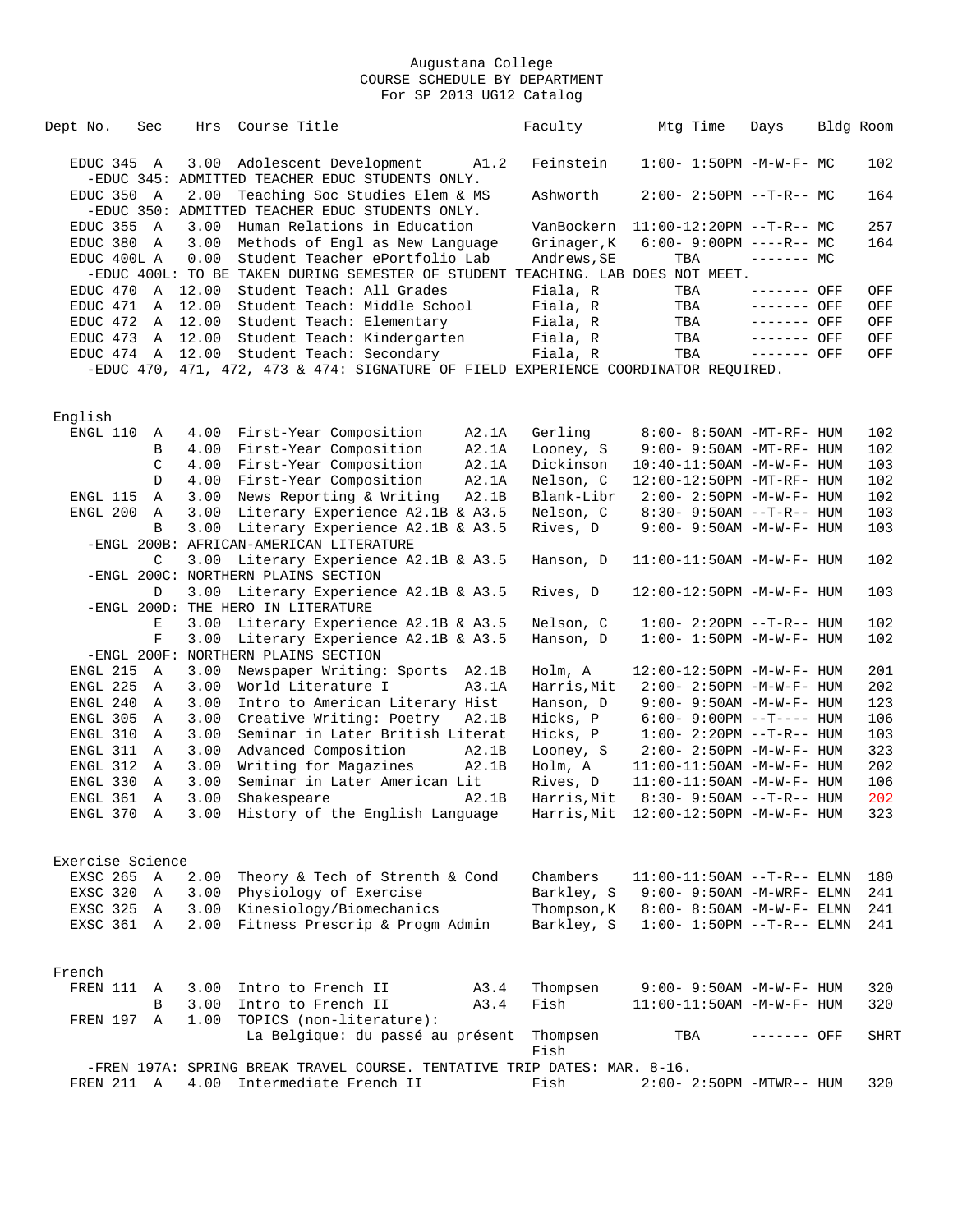Augustana College
COURSE SCHEDULE BY DEPARTMENT
For SP 2013 UG12 Catalog

| Dept | No. | Sec | Hrs | Course Title | | Faculty | Mtg Time | Days | Bldg | Room |
|---|---|---|---|---|---|---|---|---|---|---|
| EDUC | 345 | A | 3.00 | Adolescent Development | A1.2 | Feinstein | 1:00- 1:50PM | -M-W-F- | MC | 102 |
| -EDUC 345: ADMITTED TEACHER EDUC STUDENTS ONLY. | | | | | | | | | | |
| EDUC | 350 | A | 2.00 | Teaching Soc Studies Elem & MS | | Ashworth | 2:00- 2:50PM | --T-R-- | MC | 164 |
| -EDUC 350: ADMITTED TEACHER EDUC STUDENTS ONLY. | | | | | | | | | | |
| EDUC | 355 | A | 3.00 | Human Relations in Education | | VanBockern | 11:00-12:20PM | --T-R-- | MC | 257 |
| EDUC | 380 | A | 3.00 | Methods of Engl as New Language | | Grinager,K | 6:00- 9:00PM | ----R-- | MC | 164 |
| EDUC | 400L | A | 0.00 | Student Teacher ePortfolio Lab | | Andrews,SE | TBA | ------- | MC | |
| -EDUC 400L: TO BE TAKEN DURING SEMESTER OF STUDENT TEACHING. LAB DOES NOT MEET. | | | | | | | | | | |
| EDUC | 470 | A | 12.00 | Student Teach: All Grades | | Fiala, R | TBA | ------- | OFF | OFF |
| EDUC | 471 | A | 12.00 | Student Teach: Middle School | | Fiala, R | TBA | ------- | OFF | OFF |
| EDUC | 472 | A | 12.00 | Student Teach: Elementary | | Fiala, R | TBA | ------- | OFF | OFF |
| EDUC | 473 | A | 12.00 | Student Teach: Kindergarten | | Fiala, R | TBA | ------- | OFF | OFF |
| EDUC | 474 | A | 12.00 | Student Teach: Secondary | | Fiala, R | TBA | ------- | OFF | OFF |
| -EDUC 470, 471, 472, 473 & 474: SIGNATURE OF FIELD EXPERIENCE COORDINATOR REQUIRED. | | | | | | | | | | |

## English

| Dept | No. | Sec | Hrs | Course Title | | Faculty | Mtg Time | Days | Bldg | Room |
|---|---|---|---|---|---|---|---|---|---|---|
| ENGL | 110 | A | 4.00 | First-Year Composition | A2.1A | Gerling | 8:00- 8:50AM | -MT-RF- | HUM | 102 |
| | | B | 4.00 | First-Year Composition | A2.1A | Looney, S | 9:00- 9:50AM | -MT-RF- | HUM | 102 |
| | | C | 4.00 | First-Year Composition | A2.1A | Dickinson | 10:40-11:50AM | -M-W-F- | HUM | 103 |
| | | D | 4.00 | First-Year Composition | A2.1A | Nelson, C | 12:00-12:50PM | -MT-RF- | HUM | 102 |
| ENGL | 115 | A | 3.00 | News Reporting & Writing | A2.1B | Blank-Libr | 2:00- 2:50PM | -M-W-F- | HUM | 102 |
| ENGL | 200 | A | 3.00 | Literary Experience | A2.1B & A3.5 | Nelson, C | 8:30- 9:50AM | --T-R-- | HUM | 103 |
| | | B | 3.00 | Literary Experience | A2.1B & A3.5 | Rives, D | 9:00- 9:50AM | -M-W-F- | HUM | 103 |
| -ENGL 200B: AFRICAN-AMERICAN LITERATURE | | | | | | | | | | |
| | | C | 3.00 | Literary Experience | A2.1B & A3.5 | Hanson, D | 11:00-11:50AM | -M-W-F- | HUM | 102 |
| -ENGL 200C: NORTHERN PLAINS SECTION | | | | | | | | | | |
| | | D | 3.00 | Literary Experience | A2.1B & A3.5 | Rives, D | 12:00-12:50PM | -M-W-F- | HUM | 103 |
| -ENGL 200D: THE HERO IN LITERATURE | | | | | | | | | | |
| | | E | 3.00 | Literary Experience | A2.1B & A3.5 | Nelson, C | 1:00- 2:20PM | --T-R-- | HUM | 102 |
| | | F | 3.00 | Literary Experience | A2.1B & A3.5 | Hanson, D | 1:00- 1:50PM | -M-W-F- | HUM | 102 |
| -ENGL 200F: NORTHERN PLAINS SECTION | | | | | | | | | | |
| ENGL | 215 | A | 3.00 | Newspaper Writing: Sports | A2.1B | Holm, A | 12:00-12:50PM | -M-W-F- | HUM | 201 |
| ENGL | 225 | A | 3.00 | World Literature I | A3.1A | Harris,Mit | 2:00- 2:50PM | -M-W-F- | HUM | 202 |
| ENGL | 240 | A | 3.00 | Intro to American Literary Hist | | Hanson, D | 9:00- 9:50AM | -M-W-F- | HUM | 123 |
| ENGL | 305 | A | 3.00 | Creative Writing: Poetry | A2.1B | Hicks, P | 6:00- 9:00PM | --T---- | HUM | 106 |
| ENGL | 310 | A | 3.00 | Seminar in Later British Literat | | Hicks, P | 1:00- 2:20PM | --T-R-- | HUM | 103 |
| ENGL | 311 | A | 3.00 | Advanced Composition | A2.1B | Looney, S | 2:00- 2:50PM | -M-W-F- | HUM | 323 |
| ENGL | 312 | A | 3.00 | Writing for Magazines | A2.1B | Holm, A | 11:00-11:50AM | -M-W-F- | HUM | 202 |
| ENGL | 330 | A | 3.00 | Seminar in Later American Lit | | Rives, D | 11:00-11:50AM | -M-W-F- | HUM | 106 |
| ENGL | 361 | A | 3.00 | Shakespeare | A2.1B | Harris,Mit | 8:30- 9:50AM | --T-R-- | HUM | 202 |
| ENGL | 370 | A | 3.00 | History of the English Language | | Harris,Mit | 12:00-12:50PM | -M-W-F- | HUM | 323 |

## Exercise Science

| Dept | No. | Sec | Hrs | Course Title | | Faculty | Mtg Time | Days | Bldg | Room |
|---|---|---|---|---|---|---|---|---|---|---|
| EXSC | 265 | A | 2.00 | Theory & Tech of Strenth & Cond | | Chambers | 11:00-11:50AM | --T-R-- | ELMN | 180 |
| EXSC | 320 | A | 3.00 | Physiology of Exercise | | Barkley, S | 9:00- 9:50AM | -M-WRF- | ELMN | 241 |
| EXSC | 325 | A | 3.00 | Kinesiology/Biomechanics | | Thompson,K | 8:00- 8:50AM | -M-W-F- | ELMN | 241 |
| EXSC | 361 | A | 2.00 | Fitness Prescrip & Progm Admin | | Barkley, S | 1:00- 1:50PM | --T-R-- | ELMN | 241 |

## French

| Dept | No. | Sec | Hrs | Course Title | | Faculty | Mtg Time | Days | Bldg | Room |
|---|---|---|---|---|---|---|---|---|---|---|
| FREN | 111 | A | 3.00 | Intro to French II | A3.4 | Thompsen | 9:00- 9:50AM | -M-W-F- | HUM | 320 |
| | | B | 3.00 | Intro to French II | A3.4 | Fish | 11:00-11:50AM | -M-W-F- | HUM | 320 |
| FREN | 197 | A | 1.00 | TOPICS (non-literature): La Belgique: du passé au présent | | Thompsen, Fish | TBA | ------- | OFF | SHRT |
| -FREN 197A: SPRING BREAK TRAVEL COURSE. TENTATIVE TRIP DATES: MAR. 8-16. | | | | | | | | | | |
| FREN | 211 | A | 4.00 | Intermediate French II | | Fish | 2:00- 2:50PM | -MTWR-- | HUM | 320 |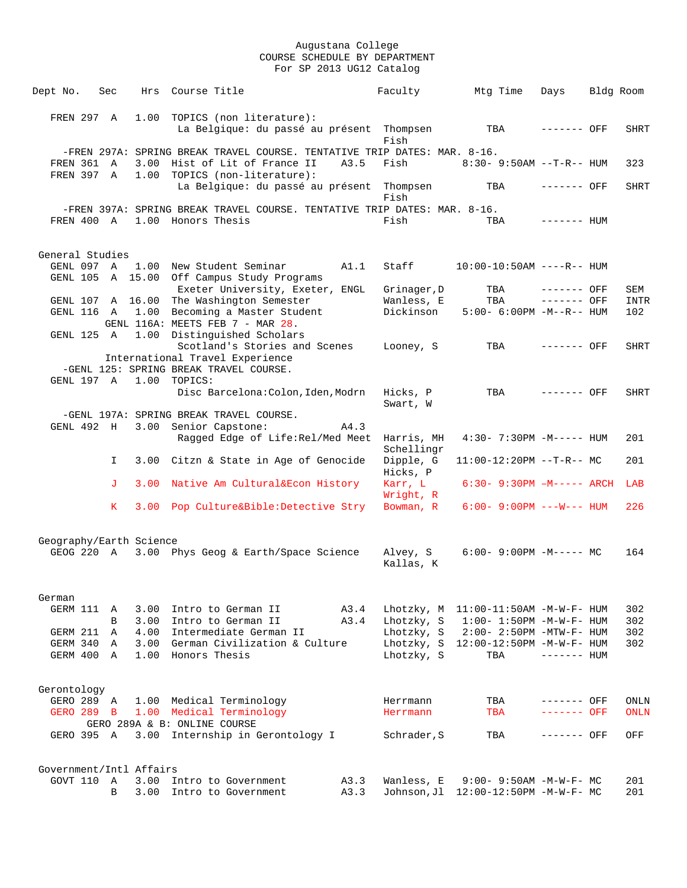# Augustana College
## COURSE SCHEDULE BY DEPARTMENT
### For SP 2013 UG12 Catalog

| Dept | No. | Sec | Hrs | Course Title | | Faculty | Mtg Time | Days | Bldg | Room |
|---|---|---|---|---|---|---|---|---|---|---|
| FREN | 297 | A | 1.00 | TOPICS (non literature): La Belgique: du passé au présent | | Thompsen Fish | TBA | ------- | OFF | SHRT |
| -FREN 297A: SPRING BREAK TRAVEL COURSE. TENTATIVE TRIP DATES: MAR. 8-16. | | | | | | | | | | |
| FREN | 361 | A | 3.00 | Hist of Lit of France II | A3.5 | Fish | 8:30- 9:50AM | --T-R-- | HUM | 323 |
| FREN | 397 | A | 1.00 | TOPICS (non-literature): La Belgique: du passé au présent | | Thompsen Fish | TBA | ------- | OFF | SHRT |
| -FREN 397A: SPRING BREAK TRAVEL COURSE. TENTATIVE TRIP DATES: MAR. 8-16. | | | | | | | | | | |
| FREN | 400 | A | 1.00 | Honors Thesis | | Fish | TBA | ------- | HUM | |

## General Studies

| Dept | No. | Sec | Hrs | Course Title | | Faculty | Mtg Time | Days | Bldg | Room |
|---|---|---|---|---|---|---|---|---|---|---|
| GENL | 097 | A | 1.00 | New Student Seminar | A1.1 | Staff | 10:00-10:50AM | ----R-- | HUM | |
| GENL | 105 | A | 15.00 | Off Campus Study Programs: Exeter University, Exeter, ENGL | | Grinager,D | TBA | ------- | OFF | SEM |
| GENL | 107 | A | 16.00 | The Washington Semester | | Wanless, E | TBA | ------- | OFF | INTR |
| GENL | 116 | A | 1.00 | Becoming a Master Student | | Dickinson | 5:00- 6:00PM | -M--R-- | HUM | 102 |
| GENL 116A: MEETS FEB 7 - MAR 28. | | | | | | | | | | |
| GENL | 125 | A | 1.00 | Distinguished Scholars: Scotland's Stories and Scenes | | Looney, S | TBA | ------- | OFF | SHRT |
| International Travel Experience | | | | | | | | | | |
| -GENL 125: SPRING BREAK TRAVEL COURSE. | | | | | | | | | | |
| GENL | 197 | A | 1.00 | TOPICS: Disc Barcelona:Colon,Iden,Modrn | | Hicks, P Swart, W | TBA | ------- | OFF | SHRT |
| -GENL 197A: SPRING BREAK TRAVEL COURSE. | | | | | | | | | | |
| GENL | 492 | H | 3.00 | Senior Capstone: Ragged Edge of Life:Rel/Med Meet | A4.3 | Harris, MH Schellingr | 4:30- 7:30PM | -M----- | HUM | 201 |
| | | I | 3.00 | Citzn & State in Age of Genocide | | Dipple, G Hicks, P | 11:00-12:20PM | --T-R-- | MC | 201 |
| | | J | 3.00 | Native Am Cultural&Econ History | | Karr, L Wright, R | 6:30- 9:30PM | -M----- | ARCH | LAB |
| | | K | 3.00 | Pop Culture&Bible:Detective Stry | | Bowman, R | 6:00- 9:00PM | ---W--- | HUM | 226 |

## Geography/Earth Science

| Dept | No. | Sec | Hrs | Course Title | | Faculty | Mtg Time | Days | Bldg | Room |
|---|---|---|---|---|---|---|---|---|---|---|
| GEOG | 220 | A | 3.00 | Phys Geog & Earth/Space Science | | Alvey, S Kallas, K | 6:00- 9:00PM | -M----- | MC | 164 |

## German

| Dept | No. | Sec | Hrs | Course Title | | Faculty | Mtg Time | Days | Bldg | Room |
|---|---|---|---|---|---|---|---|---|---|---|
| GERM | 111 | A | 3.00 | Intro to German II | A3.4 | Lhotzky, M | 11:00-11:50AM | -M-W-F- | HUM | 302 |
| | | B | 3.00 | Intro to German II | A3.4 | Lhotzky, S | 1:00- 1:50PM | -M-W-F- | HUM | 302 |
| GERM | 211 | A | 4.00 | Intermediate German II | | Lhotzky, S | 2:00- 2:50PM | -MTW-F- | HUM | 302 |
| GERM | 340 | A | 3.00 | German Civilization & Culture | | Lhotzky, S | 12:00-12:50PM | -M-W-F- | HUM | 302 |
| GERM | 400 | A | 1.00 | Honors Thesis | | Lhotzky, S | TBA | ------- | HUM | |

## Gerontology

| Dept | No. | Sec | Hrs | Course Title | | Faculty | Mtg Time | Days | Bldg | Room |
|---|---|---|---|---|---|---|---|---|---|---|
| GERO | 289 | A | 1.00 | Medical Terminology | | Herrmann | TBA | ------- | OFF | ONLN |
| GERO | 289 | B | 1.00 | Medical Terminology | | Herrmann | TBA | ------- | OFF | ONLN |
| GERO 289A & B: ONLINE COURSE | | | | | | | | | | |
| GERO | 395 | A | 3.00 | Internship in Gerontology I | | Schrader,S | TBA | ------- | OFF | OFF |

## Government/Intl Affairs

| Dept | No. | Sec | Hrs | Course Title | | Faculty | Mtg Time | Days | Bldg | Room |
|---|---|---|---|---|---|---|---|---|---|---|
| GOVT | 110 | A | 3.00 | Intro to Government | A3.3 | Wanless, E | 9:00- 9:50AM | -M-W-F- | MC | 201 |
| | | B | 3.00 | Intro to Government | A3.3 | Johnson,Jl | 12:00-12:50PM | -M-W-F- | MC | 201 |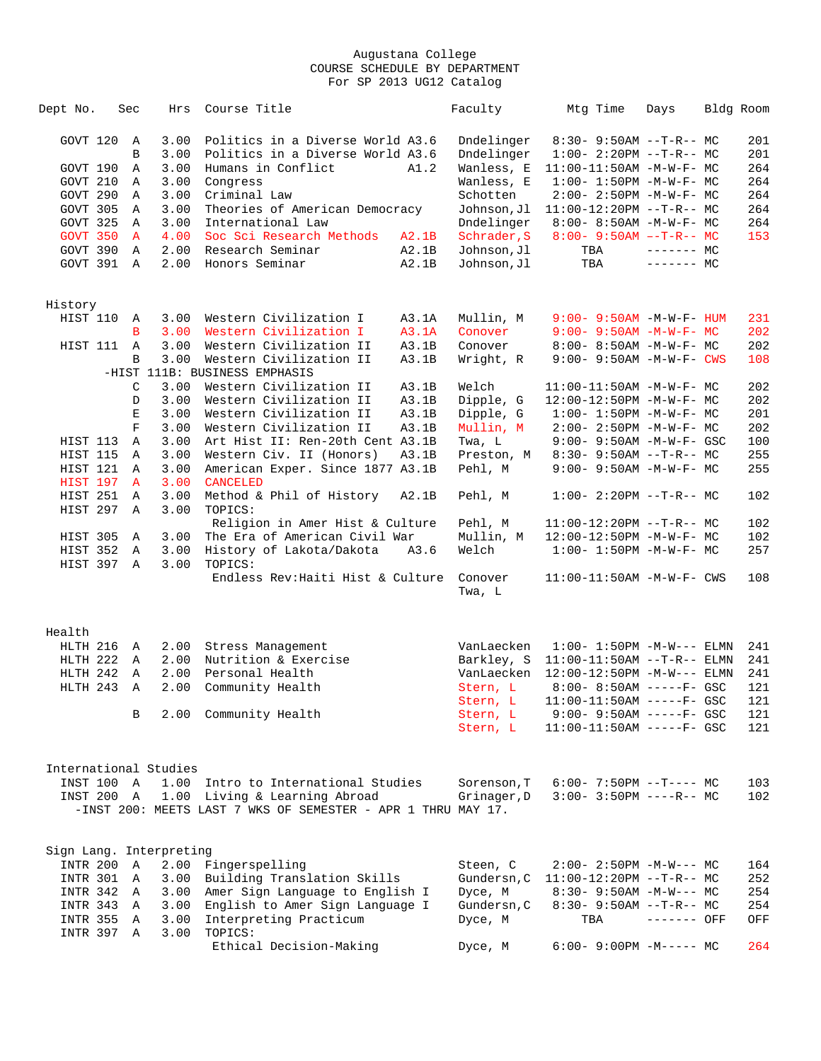Augustana College
COURSE SCHEDULE BY DEPARTMENT
For SP 2013 UG12 Catalog

| Dept No. | Sec | Hrs | Course Title | | Faculty | Mtg Time | Days | Bldg | Room |
|---|---|---|---|---|---|---|---|---|---|
| GOVT 120 | A | 3.00 | Politics in a Diverse World | A3.6 | Dndelinger | 8:30- 9:50AM | --T-R-- | MC | 201 |
| | B | 3.00 | Politics in a Diverse World | A3.6 | Dndelinger | 1:00- 2:20PM | --T-R-- | MC | 201 |
| GOVT 190 | A | 3.00 | Humans in Conflict | A1.2 | Wanless, E | 11:00-11:50AM | -M-W-F- | MC | 264 |
| GOVT 210 | A | 3.00 | Congress | | Wanless, E | 1:00- 1:50PM | -M-W-F- | MC | 264 |
| GOVT 290 | A | 3.00 | Criminal Law | | Schotten | 2:00- 2:50PM | -M-W-F- | MC | 264 |
| GOVT 305 | A | 3.00 | Theories of American Democracy | | Johnson,Jl | 11:00-12:20PM | --T-R-- | MC | 264 |
| GOVT 325 | A | 3.00 | International Law | | Dndelinger | 8:00- 8:50AM | -M-W-F- | MC | 264 |
| GOVT 350 | A | 4.00 | Soc Sci Research Methods | A2.1B | Schrader,S | 8:00- 9:50AM | --T-R-- | MC | 153 |
| GOVT 390 | A | 2.00 | Research Seminar | A2.1B | Johnson,Jl | TBA | ------- | MC | |
| GOVT 391 | A | 2.00 | Honors Seminar | A2.1B | Johnson,Jl | TBA | ------- | MC | |

## History

| Dept No. | Sec | Hrs | Course Title | | Faculty | Mtg Time | Days | Bldg | Room |
|---|---|---|---|---|---|---|---|---|---|
| HIST 110 | A | 3.00 | Western Civilization I | A3.1A | Mullin, M | 9:00- 9:50AM | -M-W-F- | HUM | 231 |
| | B | 3.00 | Western Civilization I | A3.1A | Conover | 9:00- 9:50AM | -M-W-F- | MC | 202 |
| HIST 111 | A | 3.00 | Western Civilization II | A3.1B | Conover | 8:00- 8:50AM | -M-W-F- | MC | 202 |
| | B | 3.00 | Western Civilization II | A3.1B | Wright, R | 9:00- 9:50AM | -M-W-F- | CWS | 108 |
| | | | -HIST 111B: BUSINESS EMPHASIS | | | | | | |
| | C | 3.00 | Western Civilization II | A3.1B | Welch | 11:00-11:50AM | -M-W-F- | MC | 202 |
| | D | 3.00 | Western Civilization II | A3.1B | Dipple, G | 12:00-12:50PM | -M-W-F- | MC | 202 |
| | E | 3.00 | Western Civilization II | A3.1B | Dipple, G | 1:00- 1:50PM | -M-W-F- | MC | 201 |
| | F | 3.00 | Western Civilization II | A3.1B | Mullin, M | 2:00- 2:50PM | -M-W-F- | MC | 202 |
| HIST 113 | A | 3.00 | Art Hist II: Ren-20th Cent | A3.1B | Twa, L | 9:00- 9:50AM | -M-W-F- | GSC | 100 |
| HIST 115 | A | 3.00 | Western Civ. II (Honors) | A3.1B | Preston, M | 8:30- 9:50AM | --T-R-- | MC | 255 |
| HIST 121 | A | 3.00 | American Exper. Since 1877 | A3.1B | Pehl, M | 9:00- 9:50AM | -M-W-F- | MC | 255 |
| HIST 197 | A | 3.00 | CANCELED | | | | | | |
| HIST 251 | A | 3.00 | Method & Phil of History | A2.1B | Pehl, M | 1:00- 2:20PM | --T-R-- | MC | 102 |
| HIST 297 | A | 3.00 | TOPICS: | | | | | | |
| | | | Religion in Amer Hist & Culture | | Pehl, M | 11:00-12:20PM | --T-R-- | MC | 102 |
| HIST 305 | A | 3.00 | The Era of American Civil War | | Mullin, M | 12:00-12:50PM | -M-W-F- | MC | 102 |
| HIST 352 | A | 3.00 | History of Lakota/Dakota | A3.6 | Welch | 1:00- 1:50PM | -M-W-F- | MC | 257 |
| HIST 397 | A | 3.00 | TOPICS: | | | | | | |
| | | | Endless Rev:Haiti Hist & Culture | | Conover | 11:00-11:50AM | -M-W-F- | CWS | 108 |
| | | | | | Twa, L | | | | |

## Health

| Dept No. | Sec | Hrs | Course Title | | Faculty | Mtg Time | Days | Bldg | Room |
|---|---|---|---|---|---|---|---|---|---|
| HLTH 216 | A | 2.00 | Stress Management | | VanLaecken | 1:00- 1:50PM | -M-W--- | ELMN | 241 |
| HLTH 222 | A | 2.00 | Nutrition & Exercise | | Barkley, S | 11:00-11:50AM | --T-R-- | ELMN | 241 |
| HLTH 242 | A | 2.00 | Personal Health | | VanLaecken | 12:00-12:50PM | -M-W--- | ELMN | 241 |
| HLTH 243 | A | 2.00 | Community Health | | Stern, L | 8:00- 8:50AM | -----F- | GSC | 121 |
| | | | | | Stern, L | 11:00-11:50AM | -----F- | GSC | 121 |
| | B | 2.00 | Community Health | | Stern, L | 9:00- 9:50AM | -----F- | GSC | 121 |
| | | | | | Stern, L | 11:00-11:50AM | -----F- | GSC | 121 |

## International Studies

| Dept No. | Sec | Hrs | Course Title | | Faculty | Mtg Time | Days | Bldg | Room |
|---|---|---|---|---|---|---|---|---|---|
| INST 100 | A | 1.00 | Intro to International Studies | | Sorenson,T | 6:00- 7:50PM | --T---- | MC | 103 |
| INST 200 | A | 1.00 | Living & Learning Abroad | | Grinager,D | 3:00- 3:50PM | ----R-- | MC | 102 |
| | | | -INST 200: MEETS LAST 7 WKS OF SEMESTER - APR 1 THRU MAY 17. | | | | | | |

## Sign Lang. Interpreting

| Dept No. | Sec | Hrs | Course Title | | Faculty | Mtg Time | Days | Bldg | Room |
|---|---|---|---|---|---|---|---|---|---|
| INTR 200 | A | 2.00 | Fingerspelling | | Steen, C | 2:00- 2:50PM | -M-W--- | MC | 164 |
| INTR 301 | A | 3.00 | Building Translation Skills | | Gundersn,C | 11:00-12:20PM | --T-R-- | MC | 252 |
| INTR 342 | A | 3.00 | Amer Sign Language to English I | | Dyce, M | 8:30- 9:50AM | -M-W--- | MC | 254 |
| INTR 343 | A | 3.00 | English to Amer Sign Language I | | Gundersn,C | 8:30- 9:50AM | --T-R-- | MC | 254 |
| INTR 355 | A | 3.00 | Interpreting Practicum | | Dyce, M | TBA | ------- | OFF | OFF |
| INTR 397 | A | 3.00 | TOPICS: | | | | | | |
| | | | Ethical Decision-Making | | Dyce, M | 6:00- 9:00PM | -M----- | MC | 264 |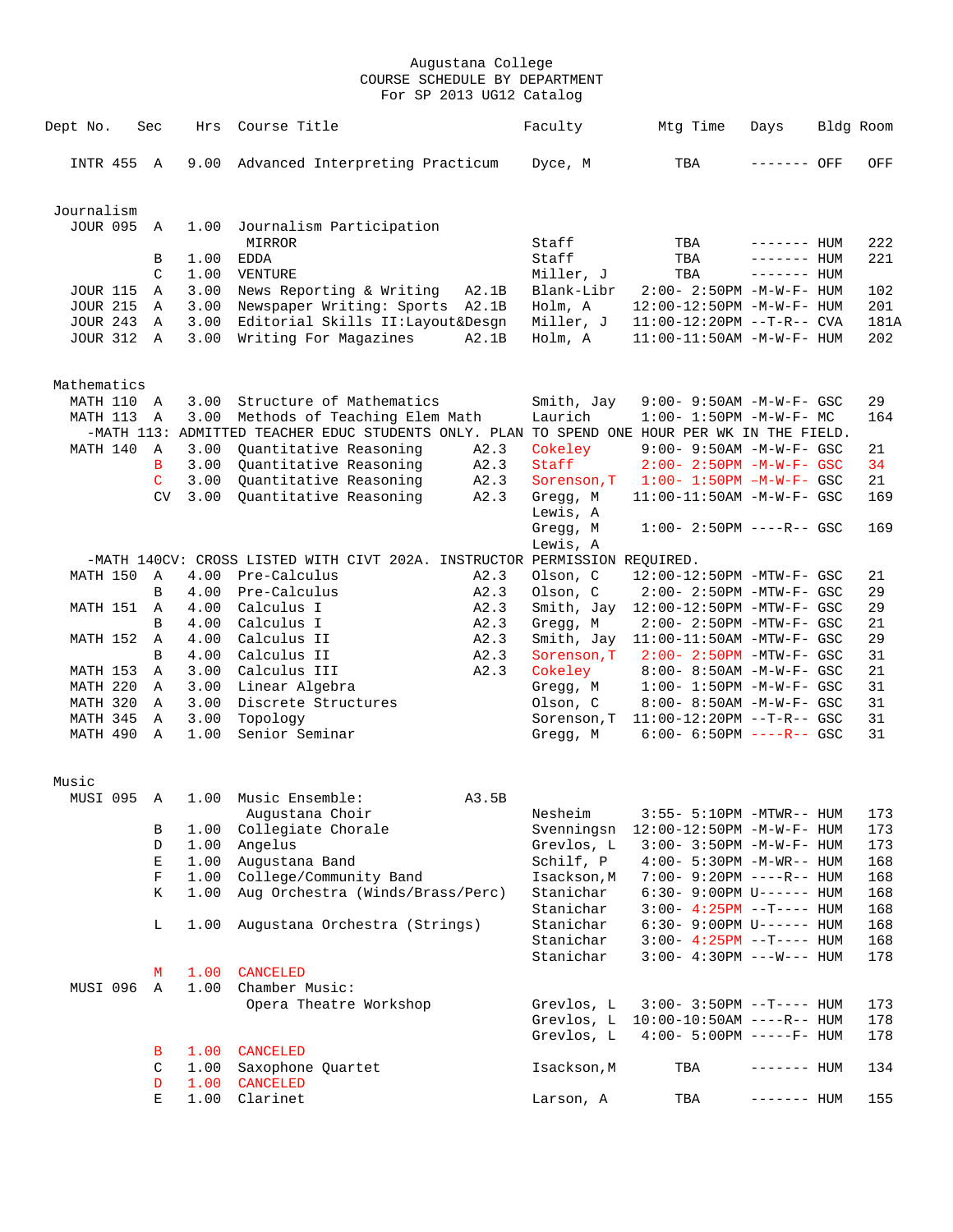Augustana College
COURSE SCHEDULE BY DEPARTMENT
For SP 2013 UG12 Catalog

| Dept No. | Sec | Hrs | Course Title | | Faculty | Mtg Time | Days | Bldg | Room |
|---|---|---|---|---|---|---|---|---|---|
| INTR 455 | A | 9.00 | Advanced Interpreting Practicum | | Dyce, M | TBA | ------- | OFF | OFF |

## Journalism

| Dept No. | Sec | Hrs | Course Title | | Faculty | Mtg Time | Days | Bldg | Room |
|---|---|---|---|---|---|---|---|---|---|
| JOUR 095 | A | 1.00 | Journalism Participation MIRROR | | Staff | TBA | ------- | HUM | 222 |
| | B | 1.00 | EDDA | | Staff | TBA | ------- | HUM | 221 |
| | C | 1.00 | VENTURE | | Miller, J | TBA | ------- | HUM | |
| JOUR 115 | A | 3.00 | News Reporting & Writing | A2.1B | Blank-Libr | 2:00- 2:50PM | -M-W-F- | HUM | 102 |
| JOUR 215 | A | 3.00 | Newspaper Writing: Sports | A2.1B | Holm, A | 12:00-12:50PM | -M-W-F- | HUM | 201 |
| JOUR 243 | A | 3.00 | Editorial Skills II:Layout&Desgn | | Miller, J | 11:00-12:20PM | --T-R-- | CVA | 181A |
| JOUR 312 | A | 3.00 | Writing For Magazines | A2.1B | Holm, A | 11:00-11:50AM | -M-W-F- | HUM | 202 |

## Mathematics

| Dept No. | Sec | Hrs | Course Title | | Faculty | Mtg Time | Days | Bldg | Room |
|---|---|---|---|---|---|---|---|---|---|
| MATH 110 | A | 3.00 | Structure of Mathematics | | Smith, Jay | 9:00- 9:50AM | -M-W-F- | GSC | 29 |
| MATH 113 | A | 3.00 | Methods of Teaching Elem Math | | Laurich | 1:00- 1:50PM | -M-W-F- | MC | 164 |
| -MATH 113: ADMITTED TEACHER EDUC STUDENTS ONLY. PLAN TO SPEND ONE HOUR PER WK IN THE FIELD. | | | | | | | | | |
| MATH 140 | A | 3.00 | Quantitative Reasoning | A2.3 | Cokeley | 9:00- 9:50AM | -M-W-F- | GSC | 21 |
| | B | 3.00 | Quantitative Reasoning | A2.3 | Staff | 2:00- 2:50PM | -M-W-F- | GSC | 34 |
| | C | 3.00 | Quantitative Reasoning | A2.3 | Sorenson,T | 1:00- 1:50PM | -M-W-F- | GSC | 21 |
| | CV | 3.00 | Quantitative Reasoning | A2.3 | Gregg, M / Lewis, A | 11:00-11:50AM | -M-W-F- | GSC | 169 |
| | | | | | Gregg, M / Lewis, A | 1:00- 2:50PM | ----R-- | GSC | 169 |
| -MATH 140CV: CROSS LISTED WITH CIVT 202A. INSTRUCTOR PERMISSION REQUIRED. | | | | | | | | | |
| MATH 150 | A | 4.00 | Pre-Calculus | A2.3 | Olson, C | 12:00-12:50PM | -MTW-F- | GSC | 21 |
| | B | 4.00 | Pre-Calculus | A2.3 | Olson, C | 2:00- 2:50PM | -MTW-F- | GSC | 29 |
| MATH 151 | A | 4.00 | Calculus I | A2.3 | Smith, Jay | 12:00-12:50PM | -MTW-F- | GSC | 29 |
| | B | 4.00 | Calculus I | A2.3 | Gregg, M | 2:00- 2:50PM | -MTW-F- | GSC | 21 |
| MATH 152 | A | 4.00 | Calculus II | A2.3 | Smith, Jay | 11:00-11:50AM | -MTW-F- | GSC | 29 |
| | B | 4.00 | Calculus II | A2.3 | Sorenson,T | 2:00- 2:50PM | -MTW-F- | GSC | 31 |
| MATH 153 | A | 3.00 | Calculus III | A2.3 | Cokeley | 8:00- 8:50AM | -M-W-F- | GSC | 21 |
| MATH 220 | A | 3.00 | Linear Algebra | | Gregg, M | 1:00- 1:50PM | -M-W-F- | GSC | 31 |
| MATH 320 | A | 3.00 | Discrete Structures | | Olson, C | 8:00- 8:50AM | -M-W-F- | GSC | 31 |
| MATH 345 | A | 3.00 | Topology | | Sorenson,T | 11:00-12:20PM | --T-R-- | GSC | 31 |
| MATH 490 | A | 1.00 | Senior Seminar | | Gregg, M | 6:00- 6:50PM | ----R-- | GSC | 31 |

## Music

| Dept No. | Sec | Hrs | Course Title | | Faculty | Mtg Time | Days | Bldg | Room |
|---|---|---|---|---|---|---|---|---|---|
| MUSI 095 | A | 1.00 | Music Ensemble: Augustana Choir | A3.5B | Nesheim | 3:55- 5:10PM | -MTWR-- | HUM | 173 |
| | B | 1.00 | Collegiate Chorale | | Svenningsn | 12:00-12:50PM | -M-W-F- | HUM | 173 |
| | D | 1.00 | Angelus | | Grevlos, L | 3:00- 3:50PM | -M-W-F- | HUM | 173 |
| | E | 1.00 | Augustana Band | | Schilf, P | 4:00- 5:30PM | -M-WR-- | HUM | 168 |
| | F | 1.00 | College/Community Band | | Isackson,M | 7:00- 9:20PM | ----R-- | HUM | 168 |
| | K | 1.00 | Aug Orchestra (Winds/Brass/Perc) | | Stanichar | 6:30- 9:00PM | U------ | HUM | 168 |
| | | | | | Stanichar | 3:00- 4:25PM | --T---- | HUM | 168 |
| | L | 1.00 | Augustana Orchestra (Strings) | | Stanichar | 6:30- 9:00PM | U------ | HUM | 168 |
| | | | | | Stanichar | 3:00- 4:25PM | --T---- | HUM | 168 |
| | | | | | Stanichar | 3:00- 4:30PM | ---W--- | HUM | 178 |
| | M | 1.00 | CANCELED | | | | | | |
| MUSI 096 | A | 1.00 | Chamber Music: Opera Theatre Workshop | | Grevlos, L | 3:00- 3:50PM | --T---- | HUM | 173 |
| | | | | | Grevlos, L | 10:00-10:50AM | ----R-- | HUM | 178 |
| | | | | | Grevlos, L | 4:00- 5:00PM | -----F- | HUM | 178 |
| | B | 1.00 | CANCELED | | | | | | |
| | C | 1.00 | Saxophone Quartet | | Isackson,M | TBA | ------- | HUM | 134 |
| | D | 1.00 | CANCELED | | | | | | |
| | E | 1.00 | Clarinet | | Larson, A | TBA | ------- | HUM | 155 |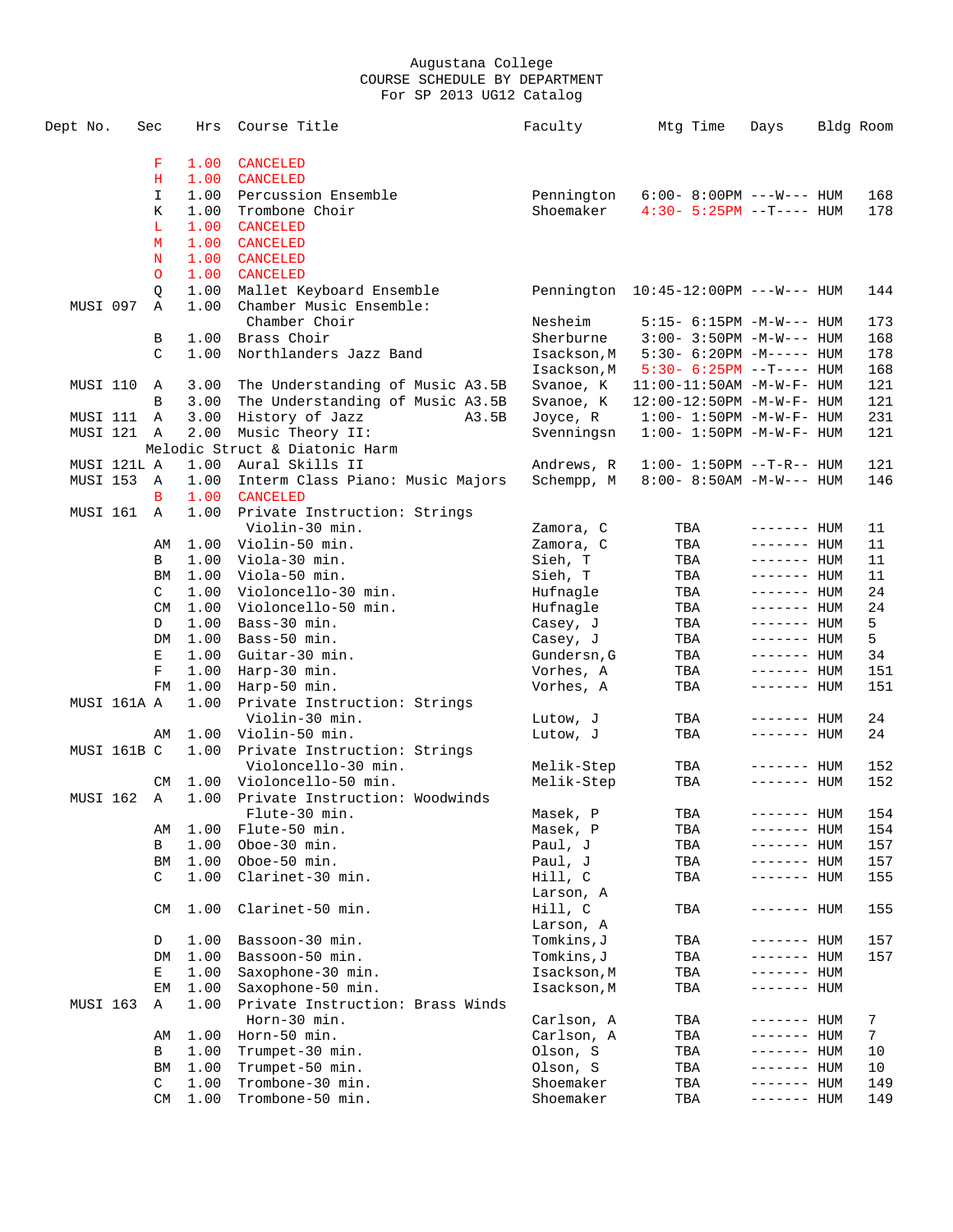Augustana College
COURSE SCHEDULE BY DEPARTMENT
For SP 2013 UG12 Catalog

| Dept No. | Sec | Hrs | Course Title | Faculty | Mtg Time | Days | Bldg | Room |
|---|---|---|---|---|---|---|---|---|
| | F | 1.00 | CANCELED | | | | | |
| | H | 1.00 | CANCELED | | | | | |
| | I | 1.00 | Percussion Ensemble | Pennington | 6:00- 8:00PM | ---W--- | HUM | 168 |
| | K | 1.00 | Trombone Choir | Shoemaker | 4:30- 5:25PM | --T---- | HUM | 178 |
| | L | 1.00 | CANCELED | | | | | |
| | M | 1.00 | CANCELED | | | | | |
| | N | 1.00 | CANCELED | | | | | |
| | O | 1.00 | CANCELED | | | | | |
| | Q | 1.00 | Mallet Keyboard Ensemble | Pennington | 10:45-12:00PM | ---W--- | HUM | 144 |
| MUSI 097 | A | 1.00 | Chamber Music Ensemble: Chamber Choir | Nesheim | 5:15- 6:15PM | -M-W--- | HUM | 173 |
| | B | 1.00 | Brass Choir | Sherburne | 3:00- 3:50PM | -M-W--- | HUM | 168 |
| | C | 1.00 | Northlanders Jazz Band | Isackson,M | 5:30- 6:20PM | -M----- | HUM | 178 |
| | | | | Isackson,M | 5:30- 6:25PM | --T---- | HUM | 168 |
| MUSI 110 | A | 3.00 | The Understanding of Music A3.5B | Svanoe, K | 11:00-11:50AM | -M-W-F- | HUM | 121 |
| | B | 3.00 | The Understanding of Music A3.5B | Svanoe, K | 12:00-12:50PM | -M-W-F- | HUM | 121 |
| MUSI 111 | A | 3.00 | History of Jazz A3.5B | Joyce, R | 1:00- 1:50PM | -M-W-F- | HUM | 231 |
| MUSI 121 | A | 2.00 | Music Theory II: Melodic Struct & Diatonic Harm | Svenningsn | 1:00- 1:50PM | -M-W-F- | HUM | 121 |
| MUSI 121L | A | 1.00 | Aural Skills II | Andrews, R | 1:00- 1:50PM | --T-R-- | HUM | 121 |
| MUSI 153 | A | 1.00 | Interm Class Piano: Music Majors | Schempp, M | 8:00- 8:50AM | -M-W--- | HUM | 146 |
| | B | 1.00 | CANCELED | | | | | |
| MUSI 161 | A | 1.00 | Private Instruction: Strings Violin-30 min. | Zamora, C | TBA | ------- | HUM | 11 |
| | AM | 1.00 | Violin-50 min. | Zamora, C | TBA | ------- | HUM | 11 |
| | B | 1.00 | Viola-30 min. | Sieh, T | TBA | ------- | HUM | 11 |
| | BM | 1.00 | Viola-50 min. | Sieh, T | TBA | ------- | HUM | 11 |
| | C | 1.00 | Violoncello-30 min. | Hufnagle | TBA | ------- | HUM | 24 |
| | CM | 1.00 | Violoncello-50 min. | Hufnagle | TBA | ------- | HUM | 24 |
| | D | 1.00 | Bass-30 min. | Casey, J | TBA | ------- | HUM | 5 |
| | DM | 1.00 | Bass-50 min. | Casey, J | TBA | ------- | HUM | 5 |
| | E | 1.00 | Guitar-30 min. | Gundersn,G | TBA | ------- | HUM | 34 |
| | F | 1.00 | Harp-30 min. | Vorhes, A | TBA | ------- | HUM | 151 |
| | FM | 1.00 | Harp-50 min. | Vorhes, A | TBA | ------- | HUM | 151 |
| MUSI 161A | A | 1.00 | Private Instruction: Strings Violin-30 min. | Lutow, J | TBA | ------- | HUM | 24 |
| | AM | 1.00 | Violin-50 min. | Lutow, J | TBA | ------- | HUM | 24 |
| MUSI 161B | C | 1.00 | Private Instruction: Strings Violoncello-30 min. | Melik-Step | TBA | ------- | HUM | 152 |
| | CM | 1.00 | Violoncello-50 min. | Melik-Step | TBA | ------- | HUM | 152 |
| MUSI 162 | A | 1.00 | Private Instruction: Woodwinds Flute-30 min. | Masek, P | TBA | ------- | HUM | 154 |
| | AM | 1.00 | Flute-50 min. | Masek, P | TBA | ------- | HUM | 154 |
| | B | 1.00 | Oboe-30 min. | Paul, J | TBA | ------- | HUM | 157 |
| | BM | 1.00 | Oboe-50 min. | Paul, J | TBA | ------- | HUM | 157 |
| | C | 1.00 | Clarinet-30 min. | Hill, C / Larson, A | TBA | ------- | HUM | 155 |
| | CM | 1.00 | Clarinet-50 min. | Hill, C / Larson, A | TBA | ------- | HUM | 155 |
| | D | 1.00 | Bassoon-30 min. | Tomkins,J | TBA | ------- | HUM | 157 |
| | DM | 1.00 | Bassoon-50 min. | Tomkins,J | TBA | ------- | HUM | 157 |
| | E | 1.00 | Saxophone-30 min. | Isackson,M | TBA | ------- | HUM | |
| | EM | 1.00 | Saxophone-50 min. | Isackson,M | TBA | ------- | HUM | |
| MUSI 163 | A | 1.00 | Private Instruction: Brass Winds Horn-30 min. | Carlson, A | TBA | ------- | HUM | 7 |
| | AM | 1.00 | Horn-50 min. | Carlson, A | TBA | ------- | HUM | 7 |
| | B | 1.00 | Trumpet-30 min. | Olson, S | TBA | ------- | HUM | 10 |
| | BM | 1.00 | Trumpet-50 min. | Olson, S | TBA | ------- | HUM | 10 |
| | C | 1.00 | Trombone-30 min. | Shoemaker | TBA | ------- | HUM | 149 |
| | CM | 1.00 | Trombone-50 min. | Shoemaker | TBA | ------- | HUM | 149 |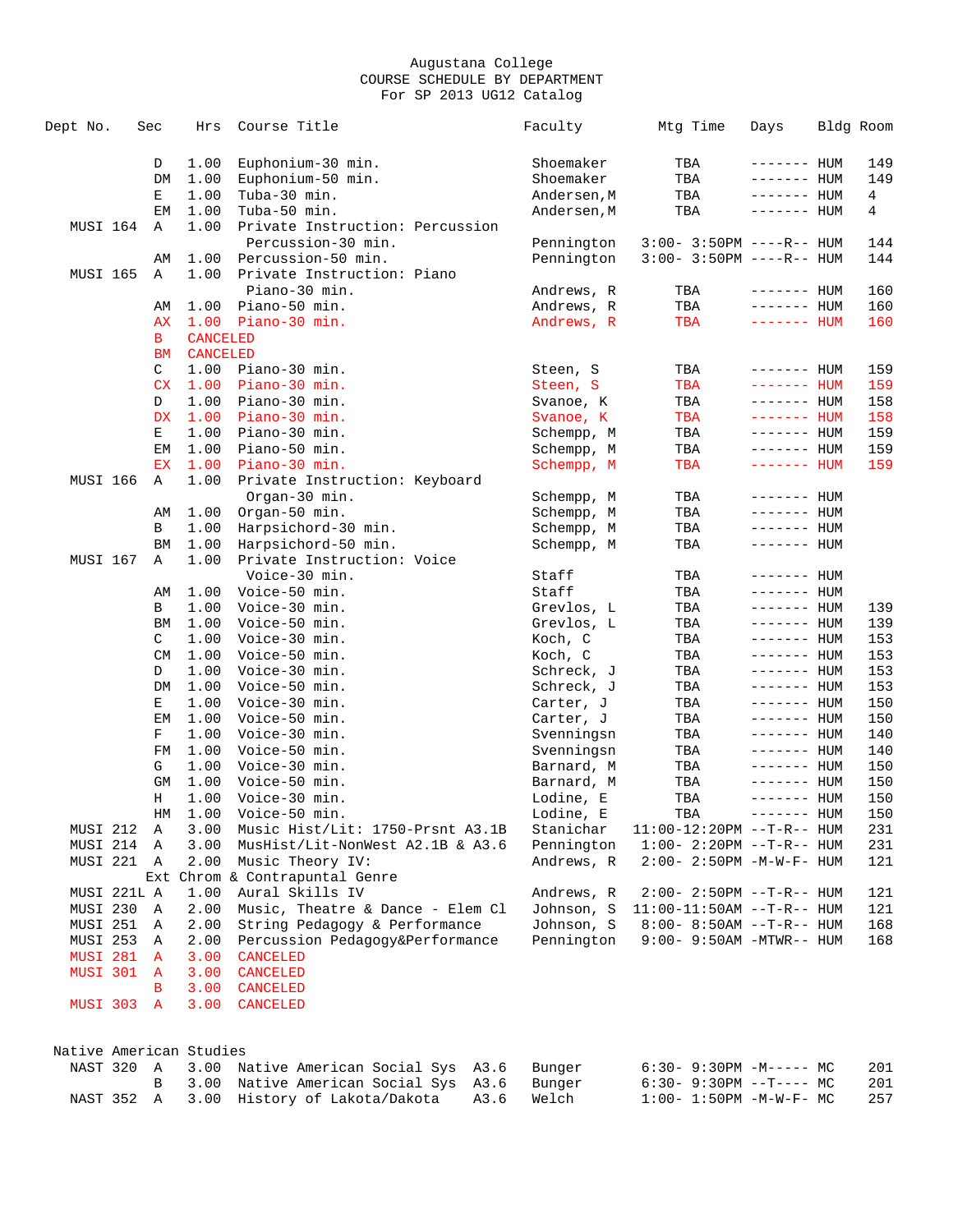Augustana College
COURSE SCHEDULE BY DEPARTMENT
For SP 2013 UG12 Catalog

| Dept No. | Sec | Hrs | Course Title | Faculty | Mtg Time | Days | Bldg | Room |
|---|---|---|---|---|---|---|---|---|
| | D | 1.00 | Euphonium-30 min. | Shoemaker | TBA | ------- | HUM | 149 |
| | DM | 1.00 | Euphonium-50 min. | Shoemaker | TBA | ------- | HUM | 149 |
| | E | 1.00 | Tuba-30 min. | Andersen,M | TBA | ------- | HUM | 4 |
| | EM | 1.00 | Tuba-50 min. | Andersen,M | TBA | ------- | HUM | 4 |
| MUSI 164 | A | 1.00 | Private Instruction: Percussion | | | | | |
| | | | Percussion-30 min. | Pennington | 3:00- 3:50PM | ----R-- | HUM | 144 |
| | AM | 1.00 | Percussion-50 min. | Pennington | 3:00- 3:50PM | ----R-- | HUM | 144 |
| MUSI 165 | A | 1.00 | Private Instruction: Piano | | | | | |
| | | | Piano-30 min. | Andrews, R | TBA | ------- | HUM | 160 |
| | AM | 1.00 | Piano-50 min. | Andrews, R | TBA | ------- | HUM | 160 |
| | AX | 1.00 | Piano-30 min. | Andrews, R | TBA | ------- | HUM | 160 |
| | B | CANCELED | | | | | | |
| | BM | CANCELED | | | | | | |
| | C | 1.00 | Piano-30 min. | Steen, S | TBA | ------- | HUM | 159 |
| | CX | 1.00 | Piano-30 min. | Steen, S | TBA | ------- | HUM | 159 |
| | D | 1.00 | Piano-30 min. | Svanoe, K | TBA | ------- | HUM | 158 |
| | DX | 1.00 | Piano-30 min. | Svanoe, K | TBA | ------- | HUM | 158 |
| | E | 1.00 | Piano-30 min. | Schempp, M | TBA | ------- | HUM | 159 |
| | EM | 1.00 | Piano-50 min. | Schempp, M | TBA | ------- | HUM | 159 |
| | EX | 1.00 | Piano-30 min. | Schempp, M | TBA | ------- | HUM | 159 |
| MUSI 166 | A | 1.00 | Private Instruction: Keyboard | | | | | |
| | | | Organ-30 min. | Schempp, M | TBA | ------- | HUM | |
| | AM | 1.00 | Organ-50 min. | Schempp, M | TBA | ------- | HUM | |
| | B | 1.00 | Harpsichord-30 min. | Schempp, M | TBA | ------- | HUM | |
| | BM | 1.00 | Harpsichord-50 min. | Schempp, M | TBA | ------- | HUM | |
| MUSI 167 | A | 1.00 | Private Instruction: Voice | | | | | |
| | | | Voice-30 min. | Staff | TBA | ------- | HUM | |
| | AM | 1.00 | Voice-50 min. | Staff | TBA | ------- | HUM | |
| | B | 1.00 | Voice-30 min. | Grevlos, L | TBA | ------- | HUM | 139 |
| | BM | 1.00 | Voice-50 min. | Grevlos, L | TBA | ------- | HUM | 139 |
| | C | 1.00 | Voice-30 min. | Koch, C | TBA | ------- | HUM | 153 |
| | CM | 1.00 | Voice-50 min. | Koch, C | TBA | ------- | HUM | 153 |
| | D | 1.00 | Voice-30 min. | Schreck, J | TBA | ------- | HUM | 153 |
| | DM | 1.00 | Voice-50 min. | Schreck, J | TBA | ------- | HUM | 153 |
| | E | 1.00 | Voice-30 min. | Carter, J | TBA | ------- | HUM | 150 |
| | EM | 1.00 | Voice-50 min. | Carter, J | TBA | ------- | HUM | 150 |
| | F | 1.00 | Voice-30 min. | Svenningsn | TBA | ------- | HUM | 140 |
| | FM | 1.00 | Voice-50 min. | Svenningsn | TBA | ------- | HUM | 140 |
| | G | 1.00 | Voice-30 min. | Barnard, M | TBA | ------- | HUM | 150 |
| | GM | 1.00 | Voice-50 min. | Barnard, M | TBA | ------- | HUM | 150 |
| | H | 1.00 | Voice-30 min. | Lodine, E | TBA | ------- | HUM | 150 |
| | HM | 1.00 | Voice-50 min. | Lodine, E | TBA | ------- | HUM | 150 |
| MUSI 212 | A | 3.00 | Music Hist/Lit: 1750-Prsnt A3.1B | Stanichar | 11:00-12:20PM | --T-R-- | HUM | 231 |
| MUSI 214 | A | 3.00 | MusHist/Lit-NonWest A2.1B & A3.6 | Pennington | 1:00- 2:20PM | --T-R-- | HUM | 231 |
| MUSI 221 | A | 2.00 | Music Theory IV: Ext Chrom & Contrapuntal Genre | Andrews, R | 2:00- 2:50PM | -M-W-F- | HUM | 121 |
| MUSI 221L | A | 1.00 | Aural Skills IV | Andrews, R | 2:00- 2:50PM | --T-R-- | HUM | 121 |
| MUSI 230 | A | 2.00 | Music, Theatre & Dance - Elem Cl | Johnson, S | 11:00-11:50AM | --T-R-- | HUM | 121 |
| MUSI 251 | A | 2.00 | String Pedagogy & Performance | Johnson, S | 8:00- 8:50AM | --T-R-- | HUM | 168 |
| MUSI 253 | A | 2.00 | Percussion Pedagogy&Performance | Pennington | 9:00- 9:50AM | -MTWR-- | HUM | 168 |
| MUSI 281 | A | 3.00 | CANCELED | | | | | |
| MUSI 301 | A | 3.00 | CANCELED | | | | | |
| | B | 3.00 | CANCELED | | | | | |
| MUSI 303 | A | 3.00 | CANCELED | | | | | |

## Native American Studies

| Dept No. | Sec | Hrs | Course Title | Faculty | Mtg Time | Days | Bldg | Room |
|---|---|---|---|---|---|---|---|---|
| NAST 320 | A | 3.00 | Native American Social Sys A3.6 | Bunger | 6:30- 9:30PM | -M----- | MC | 201 |
| | B | 3.00 | Native American Social Sys A3.6 | Bunger | 6:30- 9:30PM | --T---- | MC | 201 |
| NAST 352 | A | 3.00 | History of Lakota/Dakota A3.6 | Welch | 1:00- 1:50PM | -M-W-F- | MC | 257 |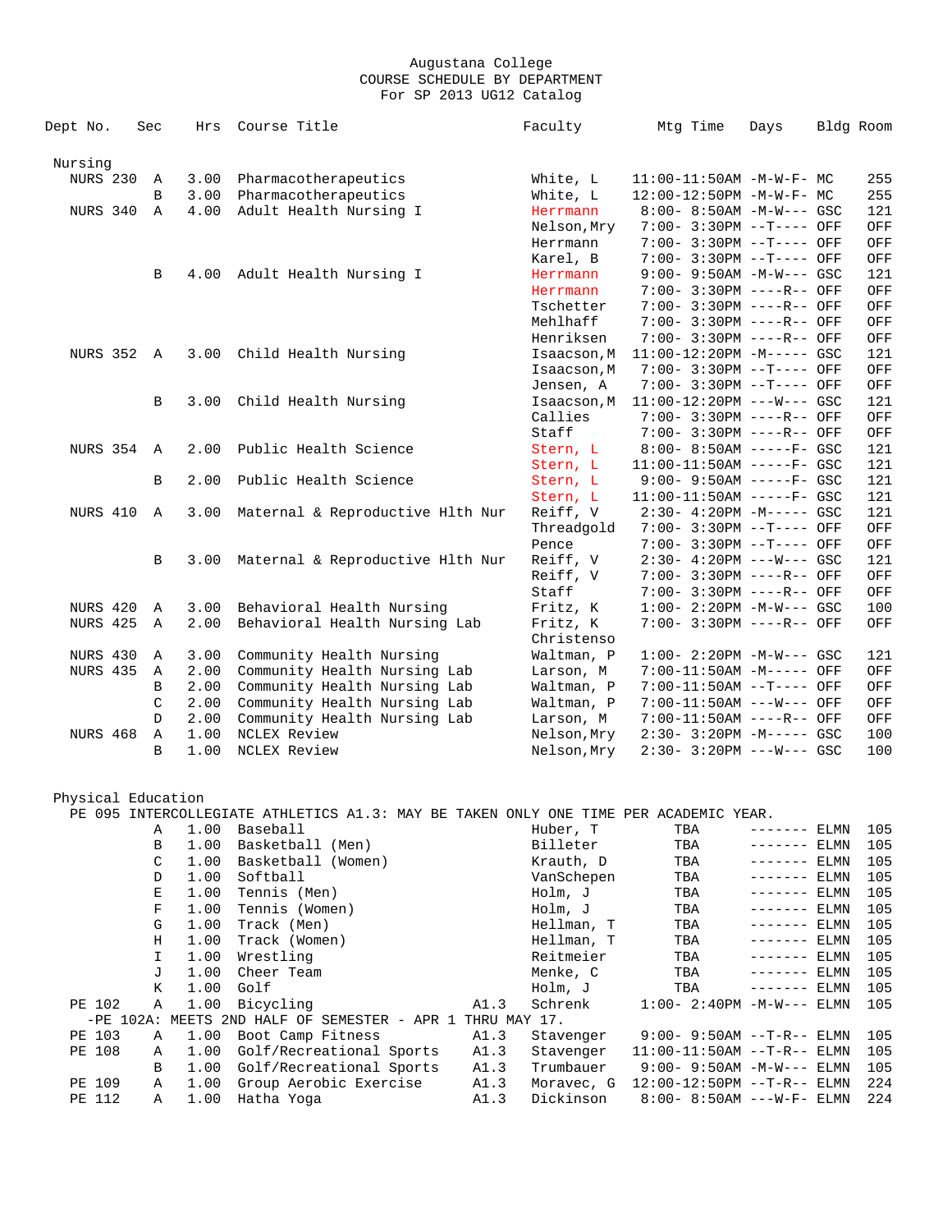Augustana College
COURSE SCHEDULE BY DEPARTMENT
For SP 2013 UG12 Catalog

| Dept No. | Sec | Hrs | Course Title | | Faculty | Mtg Time | Days | Bldg | Room |
|---|---|---|---|---|---|---|---|---|---|
| **Nursing** | | | | | | | | | |
| NURS 230 | A | 3.00 | Pharmacotherapeutics | | White, L | 11:00-11:50AM | -M-W-F- | MC | 255 |
| | B | 3.00 | Pharmacotherapeutics | | White, L | 12:00-12:50PM | -M-W-F- | MC | 255 |
| NURS 340 | A | 4.00 | Adult Health Nursing I | | Herrmann | 8:00- 8:50AM | -M-W--- | GSC | 121 |
| | | | | | Nelson,Mry | 7:00- 3:30PM | --T---- | OFF | OFF |
| | | | | | Herrmann | 7:00- 3:30PM | --T---- | OFF | OFF |
| | | | | | Karel, B | 7:00- 3:30PM | --T---- | OFF | OFF |
| | B | 4.00 | Adult Health Nursing I | | Herrmann | 9:00- 9:50AM | -M-W--- | GSC | 121 |
| | | | | | Herrmann | 7:00- 3:30PM | ----R-- | OFF | OFF |
| | | | | | Tschetter | 7:00- 3:30PM | ----R-- | OFF | OFF |
| | | | | | Mehlhaff | 7:00- 3:30PM | ----R-- | OFF | OFF |
| | | | | | Henriksen | 7:00- 3:30PM | ----R-- | OFF | OFF |
| NURS 352 | A | 3.00 | Child Health Nursing | | Isaacson,M | 11:00-12:20PM | -M----- | GSC | 121 |
| | | | | | Isaacson,M | 7:00- 3:30PM | --T---- | OFF | OFF |
| | | | | | Jensen, A | 7:00- 3:30PM | --T---- | OFF | OFF |
| | B | 3.00 | Child Health Nursing | | Isaacson,M | 11:00-12:20PM | ---W--- | GSC | 121 |
| | | | | | Callies | 7:00- 3:30PM | ----R-- | OFF | OFF |
| | | | | | Staff | 7:00- 3:30PM | ----R-- | OFF | OFF |
| NURS 354 | A | 2.00 | Public Health Science | | Stern, L | 8:00- 8:50AM | -----F- | GSC | 121 |
| | | | | | Stern, L | 11:00-11:50AM | -----F- | GSC | 121 |
| | B | 2.00 | Public Health Science | | Stern, L | 9:00- 9:50AM | -----F- | GSC | 121 |
| | | | | | Stern, L | 11:00-11:50AM | -----F- | GSC | 121 |
| NURS 410 | A | 3.00 | Maternal & Reproductive Hlth Nur | | Reiff, V | 2:30- 4:20PM | -M----- | GSC | 121 |
| | | | | | Threadgold | 7:00- 3:30PM | --T---- | OFF | OFF |
| | | | | | Pence | 7:00- 3:30PM | --T---- | OFF | OFF |
| | B | 3.00 | Maternal & Reproductive Hlth Nur | | Reiff, V | 2:30- 4:20PM | ---W--- | GSC | 121 |
| | | | | | Reiff, V | 7:00- 3:30PM | ----R-- | OFF | OFF |
| | | | | | Staff | 7:00- 3:30PM | ----R-- | OFF | OFF |
| NURS 420 | A | 3.00 | Behavioral Health Nursing | | Fritz, K | 1:00- 2:20PM | -M-W--- | GSC | 100 |
| NURS 425 | A | 2.00 | Behavioral Health Nursing Lab | | Fritz, K | 7:00- 3:30PM | ----R-- | OFF | OFF |
| | | | | | Christenso | | | | |
| NURS 430 | A | 3.00 | Community Health Nursing | | Waltman, P | 1:00- 2:20PM | -M-W--- | GSC | 121 |
| NURS 435 | A | 2.00 | Community Health Nursing Lab | | Larson, M | 7:00-11:50AM | -M----- | OFF | OFF |
| | B | 2.00 | Community Health Nursing Lab | | Waltman, P | 7:00-11:50AM | --T---- | OFF | OFF |
| | C | 2.00 | Community Health Nursing Lab | | Waltman, P | 7:00-11:50AM | ---W--- | OFF | OFF |
| | D | 2.00 | Community Health Nursing Lab | | Larson, M | 7:00-11:50AM | ----R-- | OFF | OFF |
| NURS 468 | A | 1.00 | NCLEX Review | | Nelson,Mry | 2:30- 3:20PM | -M----- | GSC | 100 |
| | B | 1.00 | NCLEX Review | | Nelson,Mry | 2:30- 3:20PM | ---W--- | GSC | 100 |
| **Physical Education** | | | | | | | | | |
| PE 095 INTERCOLLEGIATE ATHLETICS A1.3: MAY BE TAKEN ONLY ONE TIME PER ACADEMIC YEAR. | | | | | | | | | |
| | A | 1.00 | Baseball | | Huber, T | TBA | ------- | ELMN | 105 |
| | B | 1.00 | Basketball (Men) | | Billeter | TBA | ------- | ELMN | 105 |
| | C | 1.00 | Basketball (Women) | | Krauth, D | TBA | ------- | ELMN | 105 |
| | D | 1.00 | Softball | | VanSchepen | TBA | ------- | ELMN | 105 |
| | E | 1.00 | Tennis (Men) | | Holm, J | TBA | ------- | ELMN | 105 |
| | F | 1.00 | Tennis (Women) | | Holm, J | TBA | ------- | ELMN | 105 |
| | G | 1.00 | Track (Men) | | Hellman, T | TBA | ------- | ELMN | 105 |
| | H | 1.00 | Track (Women) | | Hellman, T | TBA | ------- | ELMN | 105 |
| | I | 1.00 | Wrestling | | Reitmeier | TBA | ------- | ELMN | 105 |
| | J | 1.00 | Cheer Team | | Menke, C | TBA | ------- | ELMN | 105 |
| | K | 1.00 | Golf | | Holm, J | TBA | ------- | ELMN | 105 |
| PE 102 | A | 1.00 | Bicycling | A1.3 | Schrenk | 1:00- 2:40PM | -M-W--- | ELMN | 105 |
| -PE 102A: MEETS 2ND HALF OF SEMESTER - APR 1 THRU MAY 17. | | | | | | | | | |
| PE 103 | A | 1.00 | Boot Camp Fitness | A1.3 | Stavenger | 9:00- 9:50AM | --T-R-- | ELMN | 105 |
| PE 108 | A | 1.00 | Golf/Recreational Sports | A1.3 | Stavenger | 11:00-11:50AM | --T-R-- | ELMN | 105 |
| | B | 1.00 | Golf/Recreational Sports | A1.3 | Trumbauer | 9:00- 9:50AM | -M-W--- | ELMN | 105 |
| PE 109 | A | 1.00 | Group Aerobic Exercise | A1.3 | Moravec, G | 12:00-12:50PM | --T-R-- | ELMN | 224 |
| PE 112 | A | 1.00 | Hatha Yoga | A1.3 | Dickinson | 8:00- 8:50AM | ---W-F- | ELMN | 224 |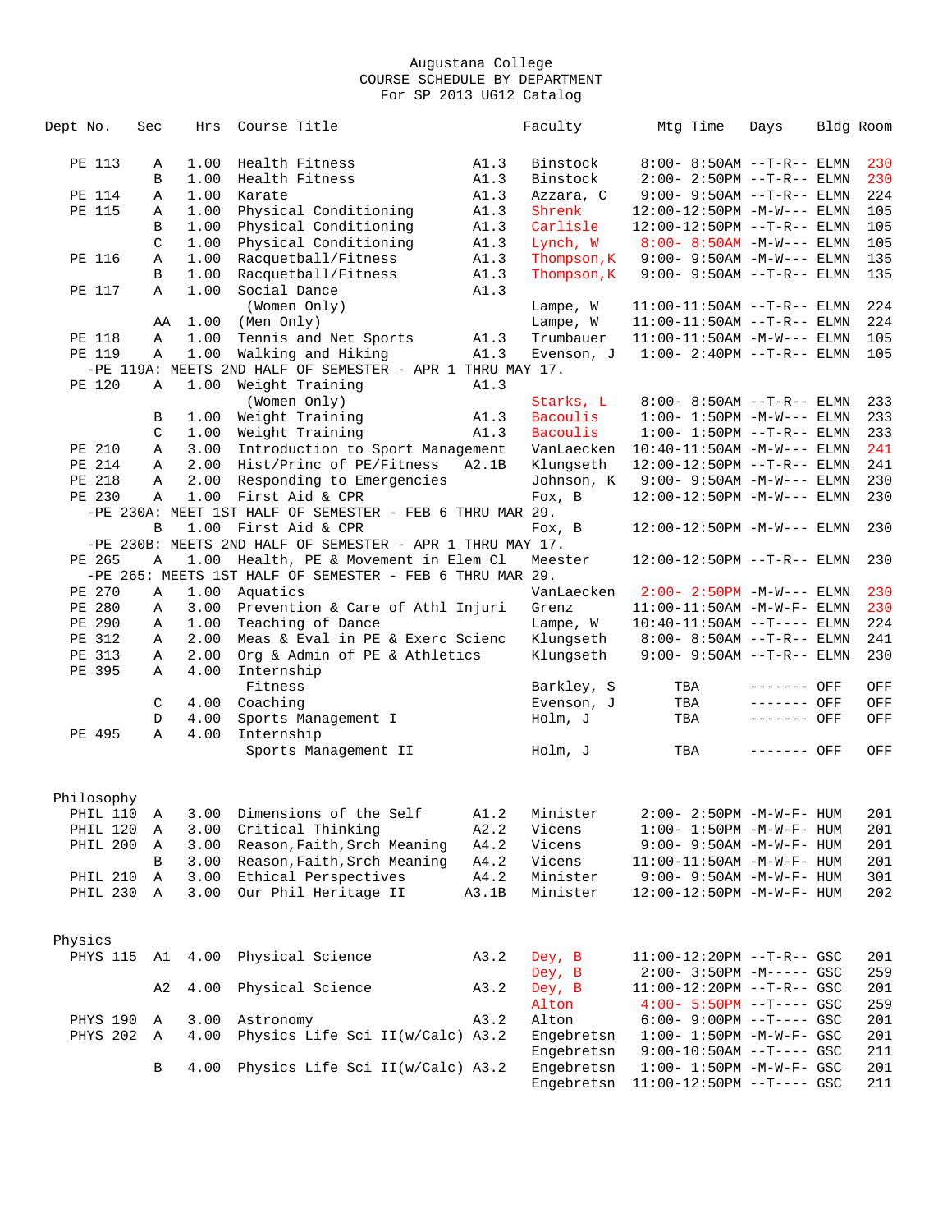Augustana College
COURSE SCHEDULE BY DEPARTMENT
For SP 2013 UG12 Catalog

| Dept No. | Sec | Hrs | Course Title | | Faculty | Mtg Time | Days | Bldg | Room |
|---|---|---|---|---|---|---|---|---|---|
| PE 113 | A | 1.00 | Health Fitness | A1.3 | Binstock | 8:00- 8:50AM | --T-R-- | ELMN | 230 |
| | B | 1.00 | Health Fitness | A1.3 | Binstock | 2:00- 2:50PM | --T-R-- | ELMN | 230 |
| PE 114 | A | 1.00 | Karate | A1.3 | Azzara, C | 9:00- 9:50AM | --T-R-- | ELMN | 224 |
| PE 115 | A | 1.00 | Physical Conditioning | A1.3 | Shrenk | 12:00-12:50PM | -M-W--- | ELMN | 105 |
| | B | 1.00 | Physical Conditioning | A1.3 | Carlisle | 12:00-12:50PM | --T-R-- | ELMN | 105 |
| | C | 1.00 | Physical Conditioning | A1.3 | Lynch, W | 8:00- 8:50AM | -M-W--- | ELMN | 105 |
| PE 116 | A | 1.00 | Racquetball/Fitness | A1.3 | Thompson,K | 9:00- 9:50AM | -M-W--- | ELMN | 135 |
| | B | 1.00 | Racquetball/Fitness | A1.3 | Thompson,K | 9:00- 9:50AM | --T-R-- | ELMN | 135 |
| PE 117 | A | 1.00 | Social Dance | A1.3 | | | | | |
| | | | (Women Only) | | Lampe, W | 11:00-11:50AM | --T-R-- | ELMN | 224 |
| | AA | 1.00 | (Men Only) | | Lampe, W | 11:00-11:50AM | --T-R-- | ELMN | 224 |
| PE 118 | A | 1.00 | Tennis and Net Sports | A1.3 | Trumbauer | 11:00-11:50AM | -M-W--- | ELMN | 105 |
| PE 119 | A | 1.00 | Walking and Hiking | A1.3 | Evenson, J | 1:00- 2:40PM | --T-R-- | ELMN | 105 |
| -PE 119A: MEETS 2ND HALF OF SEMESTER - APR 1 THRU MAY 17. | | | | | | | | | |
| PE 120 | A | 1.00 | Weight Training | A1.3 | | | | | |
| | | | (Women Only) | | Starks, L | 8:00- 8:50AM | --T-R-- | ELMN | 233 |
| | B | 1.00 | Weight Training | A1.3 | Bacoulis | 1:00- 1:50PM | -M-W--- | ELMN | 233 |
| | C | 1.00 | Weight Training | A1.3 | Bacoulis | 1:00- 1:50PM | --T-R-- | ELMN | 233 |
| PE 210 | A | 3.00 | Introduction to Sport Management | | VanLaecken | 10:40-11:50AM | -M-W--- | ELMN | 241 |
| PE 214 | A | 2.00 | Hist/Princ of PE/Fitness | A2.1B | Klungseth | 12:00-12:50PM | --T-R-- | ELMN | 241 |
| PE 218 | A | 2.00 | Responding to Emergencies | | Johnson, K | 9:00- 9:50AM | -M-W--- | ELMN | 230 |
| PE 230 | A | 1.00 | First Aid & CPR | | Fox, B | 12:00-12:50PM | -M-W--- | ELMN | 230 |
| -PE 230A: MEET 1ST HALF OF SEMESTER - FEB 6 THRU MAR 29. | | | | | | | | | |
| | B | 1.00 | First Aid & CPR | | Fox, B | 12:00-12:50PM | -M-W--- | ELMN | 230 |
| -PE 230B: MEETS 2ND HALF OF SEMESTER - APR 1 THRU MAY 17. | | | | | | | | | |
| PE 265 | A | 1.00 | Health, PE & Movement in Elem Cl | | Meester | 12:00-12:50PM | --T-R-- | ELMN | 230 |
| -PE 265: MEETS 1ST HALF OF SEMESTER - FEB 6 THRU MAR 29. | | | | | | | | | |
| PE 270 | A | 1.00 | Aquatics | | VanLaecken | 2:00- 2:50PM | -M-W--- | ELMN | 230 |
| PE 280 | A | 3.00 | Prevention & Care of Athl Injuri | | Grenz | 11:00-11:50AM | -M-W-F- | ELMN | 230 |
| PE 290 | A | 1.00 | Teaching of Dance | | Lampe, W | 10:40-11:50AM | --T---- | ELMN | 224 |
| PE 312 | A | 2.00 | Meas & Eval in PE & Exerc Scienc | | Klungseth | 8:00- 8:50AM | --T-R-- | ELMN | 241 |
| PE 313 | A | 2.00 | Org & Admin of PE & Athletics | | Klungseth | 9:00- 9:50AM | --T-R-- | ELMN | 230 |
| PE 395 | A | 4.00 | Internship | | | | | | |
| | | | Fitness | | Barkley, S | TBA | ------- | OFF | OFF |
| | C | 4.00 | Coaching | | Evenson, J | TBA | ------- | OFF | OFF |
| | D | 4.00 | Sports Management I | | Holm, J | TBA | ------- | OFF | OFF |
| PE 495 | A | 4.00 | Internship | | | | | | |
| | | | Sports Management II | | Holm, J | TBA | ------- | OFF | OFF |

## Philosophy

| Dept No. | Sec | Hrs | Course Title | | Faculty | Mtg Time | Days | Bldg | Room |
|---|---|---|---|---|---|---|---|---|---|
| PHIL 110 | A | 3.00 | Dimensions of the Self | A1.2 | Minister | 2:00- 2:50PM | -M-W-F- | HUM | 201 |
| PHIL 120 | A | 3.00 | Critical Thinking | A2.2 | Vicens | 1:00- 1:50PM | -M-W-F- | HUM | 201 |
| PHIL 200 | A | 3.00 | Reason,Faith,Srch Meaning | A4.2 | Vicens | 9:00- 9:50AM | -M-W-F- | HUM | 201 |
| | B | 3.00 | Reason,Faith,Srch Meaning | A4.2 | Vicens | 11:00-11:50AM | -M-W-F- | HUM | 201 |
| PHIL 210 | A | 3.00 | Ethical Perspectives | A4.2 | Minister | 9:00- 9:50AM | -M-W-F- | HUM | 301 |
| PHIL 230 | A | 3.00 | Our Phil Heritage II | A3.1B | Minister | 12:00-12:50PM | -M-W-F- | HUM | 202 |

## Physics

| Dept No. | Sec | Hrs | Course Title | | Faculty | Mtg Time | Days | Bldg | Room |
|---|---|---|---|---|---|---|---|---|---|
| PHYS 115 | A1 | 4.00 | Physical Science | A3.2 | Dey, B | 11:00-12:20PM | --T-R-- | GSC | 201 |
| | | | | | Dey, B | 2:00- 3:50PM | -M----- | GSC | 259 |
| | A2 | 4.00 | Physical Science | A3.2 | Dey, B | 11:00-12:20PM | --T-R-- | GSC | 201 |
| | | | | | Alton | 4:00- 5:50PM | --T---- | GSC | 259 |
| PHYS 190 | A | 3.00 | Astronomy | A3.2 | Alton | 6:00- 9:00PM | --T---- | GSC | 201 |
| PHYS 202 | A | 4.00 | Physics Life Sci II(w/Calc) | A3.2 | Engebretsn | 1:00- 1:50PM | -M-W-F- | GSC | 201 |
| | | | | | Engebretsn | 9:00-10:50AM | --T---- | GSC | 211 |
| | B | 4.00 | Physics Life Sci II(w/Calc) | A3.2 | Engebretsn | 1:00- 1:50PM | -M-W-F- | GSC | 201 |
| | | | | | Engebretsn | 11:00-12:50PM | --T---- | GSC | 211 |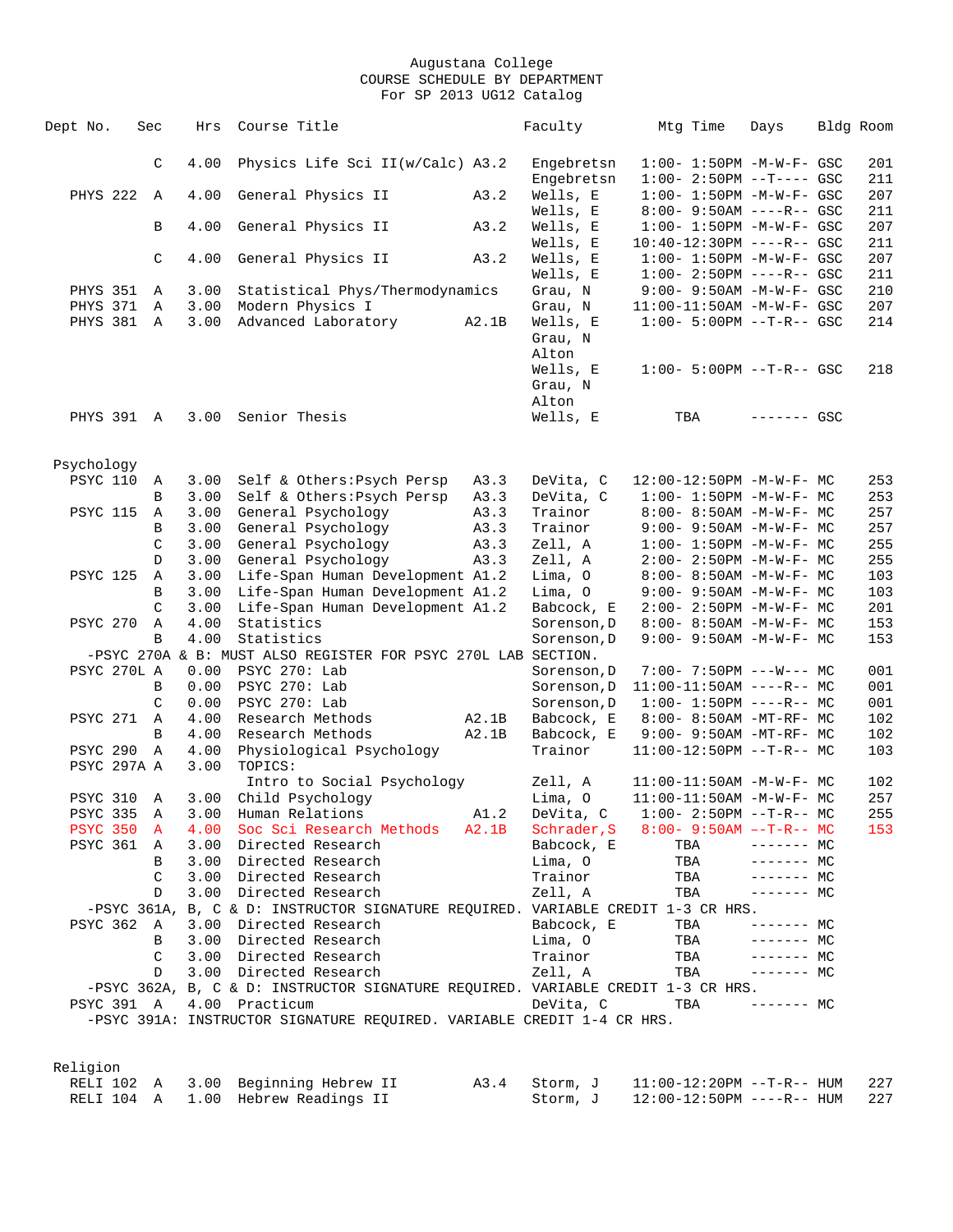Augustana College
COURSE SCHEDULE BY DEPARTMENT
For SP 2013 UG12 Catalog

| Dept No. | Sec | Hrs | Course Title | | Faculty | Mtg Time | Days | Bldg | Room |
|---|---|---|---|---|---|---|---|---|---|
| | C | 4.00 | Physics Life Sci II(w/Calc) | A3.2 | Engebretsn | 1:00- 1:50PM | -M-W-F- | GSC | 201 |
| | | | | | Engebretsn | 1:00- 2:50PM | --T---- | GSC | 211 |
| PHYS 222 | A | 4.00 | General Physics II | A3.2 | Wells, E | 1:00- 1:50PM | -M-W-F- | GSC | 207 |
| | | | | | Wells, E | 8:00- 9:50AM | ----R-- | GSC | 211 |
| | B | 4.00 | General Physics II | A3.2 | Wells, E | 1:00- 1:50PM | -M-W-F- | GSC | 207 |
| | | | | | Wells, E | 10:40-12:30PM | ----R-- | GSC | 211 |
| | C | 4.00 | General Physics II | A3.2 | Wells, E | 1:00- 1:50PM | -M-W-F- | GSC | 207 |
| | | | | | Wells, E | 1:00- 2:50PM | ----R-- | GSC | 211 |
| PHYS 351 | A | 3.00 | Statistical Phys/Thermodynamics | | Grau, N | 9:00- 9:50AM | -M-W-F- | GSC | 210 |
| PHYS 371 | A | 3.00 | Modern Physics I | | Grau, N | 11:00-11:50AM | -M-W-F- | GSC | 207 |
| PHYS 381 | A | 3.00 | Advanced Laboratory | A2.1B | Wells, E | 1:00- 5:00PM | --T-R-- | GSC | 214 |
| | | | | | Grau, N | | | | |
| | | | | | Alton | | | | |
| | | | | | Wells, E | 1:00- 5:00PM | --T-R-- | GSC | 218 |
| | | | | | Grau, N | | | | |
| | | | | | Alton | | | | |
| PHYS 391 | A | 3.00 | Senior Thesis | | Wells, E | TBA | ------- | GSC | |

Psychology

| Dept No. | Sec | Hrs | Course Title | | Faculty | Mtg Time | Days | Bldg | Room |
|---|---|---|---|---|---|---|---|---|---|
| PSYC 110 | A | 3.00 | Self & Others:Psych Persp | A3.3 | DeVita, C | 12:00-12:50PM | -M-W-F- | MC | 253 |
| | B | 3.00 | Self & Others:Psych Persp | A3.3 | DeVita, C | 1:00- 1:50PM | -M-W-F- | MC | 253 |
| PSYC 115 | A | 3.00 | General Psychology | A3.3 | Trainor | 8:00- 8:50AM | -M-W-F- | MC | 257 |
| | B | 3.00 | General Psychology | A3.3 | Trainor | 9:00- 9:50AM | -M-W-F- | MC | 257 |
| | C | 3.00 | General Psychology | A3.3 | Zell, A | 1:00- 1:50PM | -M-W-F- | MC | 255 |
| | D | 3.00 | General Psychology | A3.3 | Zell, A | 2:00- 2:50PM | -M-W-F- | MC | 255 |
| PSYC 125 | A | 3.00 | Life-Span Human Development | A1.2 | Lima, O | 8:00- 8:50AM | -M-W-F- | MC | 103 |
| | B | 3.00 | Life-Span Human Development | A1.2 | Lima, O | 9:00- 9:50AM | -M-W-F- | MC | 103 |
| | C | 3.00 | Life-Span Human Development | A1.2 | Babcock, E | 2:00- 2:50PM | -M-W-F- | MC | 201 |
| PSYC 270 | A | 4.00 | Statistics | | Sorenson,D | 8:00- 8:50AM | -M-W-F- | MC | 153 |
| | B | 4.00 | Statistics | | Sorenson,D | 9:00- 9:50AM | -M-W-F- | MC | 153 |
| -PSYC 270A & B: MUST ALSO REGISTER FOR PSYC 270L LAB SECTION. | | | | | | | | | |
| PSYC 270L | A | 0.00 | PSYC 270: Lab | | Sorenson,D | 7:00- 7:50PM | ---W--- | MC | 001 |
| | B | 0.00 | PSYC 270: Lab | | Sorenson,D | 11:00-11:50AM | ----R-- | MC | 001 |
| | C | 0.00 | PSYC 270: Lab | | Sorenson,D | 1:00- 1:50PM | ----R-- | MC | 001 |
| PSYC 271 | A | 4.00 | Research Methods | A2.1B | Babcock, E | 8:00- 8:50AM | -MT-RF- | MC | 102 |
| | B | 4.00 | Research Methods | A2.1B | Babcock, E | 9:00- 9:50AM | -MT-RF- | MC | 102 |
| PSYC 290 | A | 4.00 | Physiological Psychology | | Trainor | 11:00-12:50PM | --T-R-- | MC | 103 |
| PSYC 297A | A | 3.00 | TOPICS: | | | | | | |
| | | | Intro to Social Psychology | | Zell, A | 11:00-11:50AM | -M-W-F- | MC | 102 |
| PSYC 310 | A | 3.00 | Child Psychology | | Lima, O | 11:00-11:50AM | -M-W-F- | MC | 257 |
| PSYC 335 | A | 3.00 | Human Relations | A1.2 | DeVita, C | 1:00- 2:50PM | --T-R-- | MC | 255 |
| PSYC 350 | A | 4.00 | Soc Sci Research Methods | A2.1B | Schrader,S | 8:00- 9:50AM | --T-R-- | MC | 153 |
| PSYC 361 | A | 3.00 | Directed Research | | Babcock, E | TBA | ------- | MC | |
| | B | 3.00 | Directed Research | | Lima, O | TBA | ------- | MC | |
| | C | 3.00 | Directed Research | | Trainor | TBA | ------- | MC | |
| | D | 3.00 | Directed Research | | Zell, A | TBA | ------- | MC | |
| -PSYC 361A, B, C & D: INSTRUCTOR SIGNATURE REQUIRED. VARIABLE CREDIT 1-3 CR HRS. | | | | | | | | | |
| PSYC 362 | A | 3.00 | Directed Research | | Babcock, E | TBA | ------- | MC | |
| | B | 3.00 | Directed Research | | Lima, O | TBA | ------- | MC | |
| | C | 3.00 | Directed Research | | Trainor | TBA | ------- | MC | |
| | D | 3.00 | Directed Research | | Zell, A | TBA | ------- | MC | |
| -PSYC 362A, B, C & D: INSTRUCTOR SIGNATURE REQUIRED. VARIABLE CREDIT 1-3 CR HRS. | | | | | | | | | |
| PSYC 391 | A | 4.00 | Practicum | | DeVita, C | TBA | ------- | MC | |
| -PSYC 391A: INSTRUCTOR SIGNATURE REQUIRED. VARIABLE CREDIT 1-4 CR HRS. | | | | | | | | | |

Religion

| Dept No. | Sec | Hrs | Course Title | | Faculty | Mtg Time | Days | Bldg | Room |
|---|---|---|---|---|---|---|---|---|---|
| RELI 102 | A | 3.00 | Beginning Hebrew II | A3.4 | Storm, J | 11:00-12:20PM | --T-R-- | HUM | 227 |
| RELI 104 | A | 1.00 | Hebrew Readings II | | Storm, J | 12:00-12:50PM | ----R-- | HUM | 227 |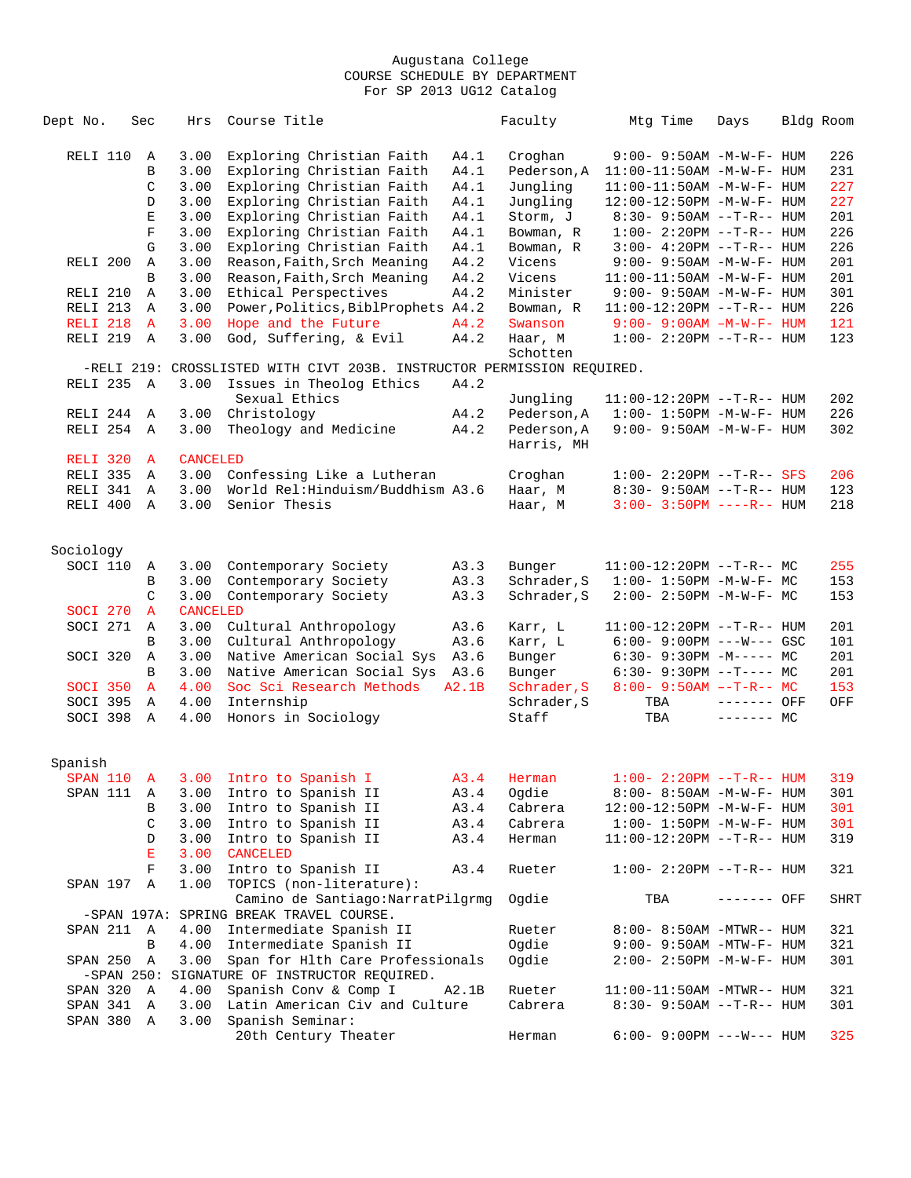Augustana College
COURSE SCHEDULE BY DEPARTMENT
For SP 2013 UG12 Catalog

| Dept No. | Sec | Hrs | Course Title | | Faculty | Mtg Time | Days | Bldg | Room |
|---|---|---|---|---|---|---|---|---|---|
| RELI 110 | A | 3.00 | Exploring Christian Faith | A4.1 | Croghan | 9:00- 9:50AM | -M-W-F- | HUM | 226 |
| | B | 3.00 | Exploring Christian Faith | A4.1 | Pederson,A | 11:00-11:50AM | -M-W-F- | HUM | 231 |
| | C | 3.00 | Exploring Christian Faith | A4.1 | Jungling | 11:00-11:50AM | -M-W-F- | HUM | 227 |
| | D | 3.00 | Exploring Christian Faith | A4.1 | Jungling | 12:00-12:50PM | -M-W-F- | HUM | 227 |
| | E | 3.00 | Exploring Christian Faith | A4.1 | Storm, J | 8:30- 9:50AM | --T-R-- | HUM | 201 |
| | F | 3.00 | Exploring Christian Faith | A4.1 | Bowman, R | 1:00- 2:20PM | --T-R-- | HUM | 226 |
| | G | 3.00 | Exploring Christian Faith | A4.1 | Bowman, R | 3:00- 4:20PM | --T-R-- | HUM | 226 |
| RELI 200 | A | 3.00 | Reason,Faith,Srch Meaning | A4.2 | Vicens | 9:00- 9:50AM | -M-W-F- | HUM | 201 |
| | B | 3.00 | Reason,Faith,Srch Meaning | A4.2 | Vicens | 11:00-11:50AM | -M-W-F- | HUM | 201 |
| RELI 210 | A | 3.00 | Ethical Perspectives | A4.2 | Minister | 9:00- 9:50AM | -M-W-F- | HUM | 301 |
| RELI 213 | A | 3.00 | Power,Politics,BiblProphets | A4.2 | Bowman, R | 11:00-12:20PM | --T-R-- | HUM | 226 |
| RELI 218 | A | 3.00 | Hope and the Future | A4.2 | Swanson | 9:00- 9:00AM | -M-W-F- | HUM | 121 |
| RELI 219 | A | 3.00 | God, Suffering, & Evil | A4.2 | Haar, M<br>Schotten | 1:00- 2:20PM | --T-R-- | HUM | 123 |
| -RELI 219: CROSSLISTED WITH CIVT 203B. INSTRUCTOR PERMISSION REQUIRED. | | | | | | | | | |
| RELI 235 | A | 3.00 | Issues in Theolog Ethics<br>Sexual Ethics | A4.2 | Jungling | 11:00-12:20PM | --T-R-- | HUM | 202 |
| RELI 244 | A | 3.00 | Christology | A4.2 | Pederson,A | 1:00- 1:50PM | -M-W-F- | HUM | 226 |
| RELI 254 | A | 3.00 | Theology and Medicine | A4.2 | Pederson,A<br>Harris, MH | 9:00- 9:50AM | -M-W-F- | HUM | 302 |
| RELI 320 | A | CANCELED | | | | | | | |
| RELI 335 | A | 3.00 | Confessing Like a Lutheran | | Croghan | 1:00- 2:20PM | --T-R-- | SFS | 206 |
| RELI 341 | A | 3.00 | World Rel:Hinduism/Buddhism | A3.6 | Haar, M | 8:30- 9:50AM | --T-R-- | HUM | 123 |
| RELI 400 | A | 3.00 | Senior Thesis | | Haar, M | 3:00- 3:50PM | ----R-- | HUM | 218 |

## Sociology

| Dept No. | Sec | Hrs | Course Title | | Faculty | Mtg Time | Days | Bldg | Room |
|---|---|---|---|---|---|---|---|---|---|
| SOCI 110 | A | 3.00 | Contemporary Society | A3.3 | Bunger | 11:00-12:20PM | --T-R-- | MC | 255 |
| | B | 3.00 | Contemporary Society | A3.3 | Schrader,S | 1:00- 1:50PM | -M-W-F- | MC | 153 |
| | C | 3.00 | Contemporary Society | A3.3 | Schrader,S | 2:00- 2:50PM | -M-W-F- | MC | 153 |
| SOCI 270 | A | CANCELED | | | | | | | |
| SOCI 271 | A | 3.00 | Cultural Anthropology | A3.6 | Karr, L | 11:00-12:20PM | --T-R-- | HUM | 201 |
| | B | 3.00 | Cultural Anthropology | A3.6 | Karr, L | 6:00- 9:00PM | ---W--- | GSC | 101 |
| SOCI 320 | A | 3.00 | Native American Social Sys | A3.6 | Bunger | 6:30- 9:30PM | -M----- | MC | 201 |
| | B | 3.00 | Native American Social Sys | A3.6 | Bunger | 6:30- 9:30PM | --T---- | MC | 201 |
| SOCI 350 | A | 4.00 | Soc Sci Research Methods | A2.1B | Schrader,S | 8:00- 9:50AM | --T-R-- | MC | 153 |
| SOCI 395 | A | 4.00 | Internship | | Schrader,S | TBA | ------- | OFF | OFF |
| SOCI 398 | A | 4.00 | Honors in Sociology | | Staff | TBA | ------- | MC | |

## Spanish

| Dept No. | Sec | Hrs | Course Title | | Faculty | Mtg Time | Days | Bldg | Room |
|---|---|---|---|---|---|---|---|---|---|
| SPAN 110 | A | 3.00 | Intro to Spanish I | A3.4 | Herman | 1:00- 2:20PM | --T-R-- | HUM | 319 |
| SPAN 111 | A | 3.00 | Intro to Spanish II | A3.4 | Ogdie | 8:00- 8:50AM | -M-W-F- | HUM | 301 |
| | B | 3.00 | Intro to Spanish II | A3.4 | Cabrera | 12:00-12:50PM | -M-W-F- | HUM | 301 |
| | C | 3.00 | Intro to Spanish II | A3.4 | Cabrera | 1:00- 1:50PM | -M-W-F- | HUM | 301 |
| | D | 3.00 | Intro to Spanish II | A3.4 | Herman | 11:00-12:20PM | --T-R-- | HUM | 319 |
| | E | 3.00 | CANCELED | | | | | | |
| | F | 3.00 | Intro to Spanish II | A3.4 | Rueter | 1:00- 2:20PM | --T-R-- | HUM | 321 |
| SPAN 197 | A | 1.00 | TOPICS (non-literature):<br>Camino de Santiago:NarratPilgrmg | | Ogdie | TBA | ------- | OFF | SHRT |
| -SPAN 197A: SPRING BREAK TRAVEL COURSE. | | | | | | | | | |
| SPAN 211 | A | 4.00 | Intermediate Spanish II | | Rueter | 8:00- 8:50AM | -MTWR-- | HUM | 321 |
| | B | 4.00 | Intermediate Spanish II | | Ogdie | 9:00- 9:50AM | -MTW-F- | HUM | 321 |
| SPAN 250 | A | 3.00 | Span for Hlth Care Professionals | | Ogdie | 2:00- 2:50PM | -M-W-F- | HUM | 301 |
| -SPAN 250: SIGNATURE OF INSTRUCTOR REQUIRED. | | | | | | | | | |
| SPAN 320 | A | 4.00 | Spanish Conv & Comp I | A2.1B | Rueter | 11:00-11:50AM | -MTWR-- | HUM | 321 |
| SPAN 341 | A | 3.00 | Latin American Civ and Culture | | Cabrera | 8:30- 9:50AM | --T-R-- | HUM | 301 |
| SPAN 380 | A | 3.00 | Spanish Seminar:<br>20th Century Theater | | Herman | 6:00- 9:00PM | ---W--- | HUM | 325 |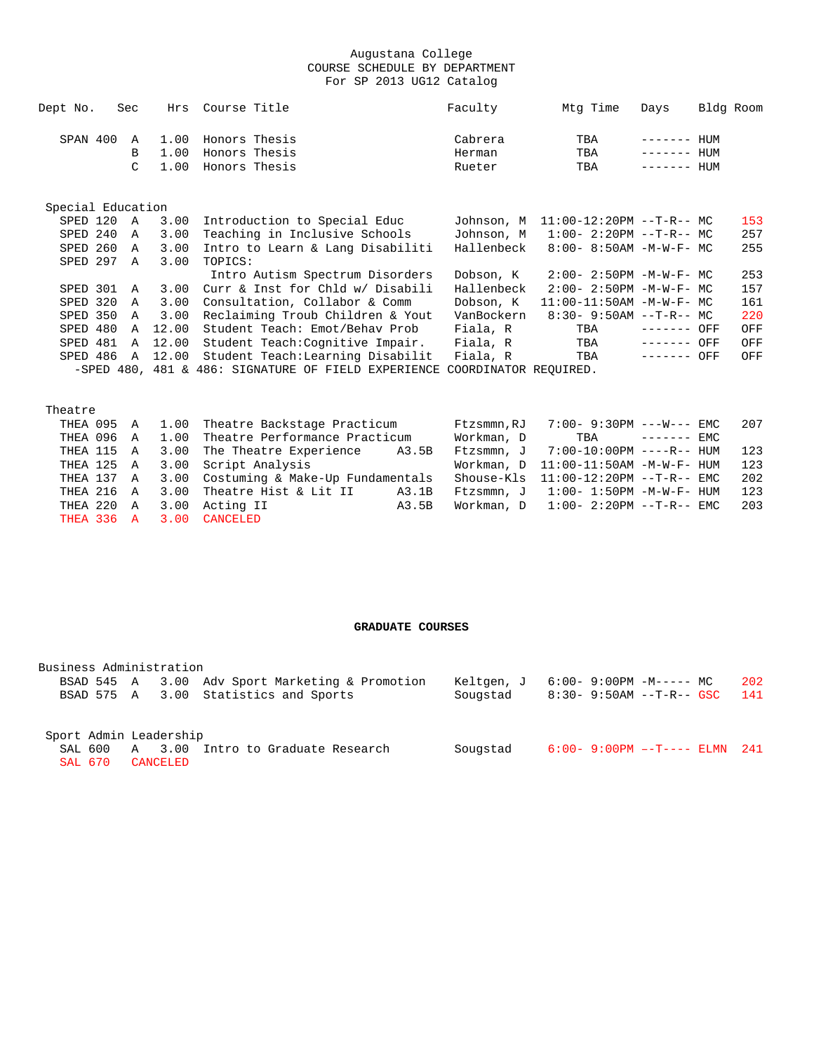Augustana College
COURSE SCHEDULE BY DEPARTMENT
For SP 2013 UG12 Catalog

| Dept No. | Sec | Hrs | Course Title | | Faculty | Mtg Time | Days | Bldg | Room |
|---|---|---|---|---|---|---|---|---|---|
| SPAN 400 | A | 1.00 | Honors Thesis | | Cabrera | TBA | ------- | HUM | |
| | B | 1.00 | Honors Thesis | | Herman | TBA | ------- | HUM | |
| | C | 1.00 | Honors Thesis | | Rueter | TBA | ------- | HUM | |
| **Special Education** | | | | | | | | | |
| SPED 120 | A | 3.00 | Introduction to Special Educ | | Johnson, M | 11:00-12:20PM | --T-R-- | MC | 153 |
| SPED 240 | A | 3.00 | Teaching in Inclusive Schools | | Johnson, M | 1:00- 2:20PM | --T-R-- | MC | 257 |
| SPED 260 | A | 3.00 | Intro to Learn & Lang Disabiliti | | Hallenbeck | 8:00- 8:50AM | -M-W-F- | MC | 255 |
| SPED 297 | A | 3.00 | TOPICS: | | | | | | |
| | | | Intro Autism Spectrum Disorders | | Dobson, K | 2:00- 2:50PM | -M-W-F- | MC | 253 |
| SPED 301 | A | 3.00 | Curr & Inst for Chld w/ Disabili | | Hallenbeck | 2:00- 2:50PM | -M-W-F- | MC | 157 |
| SPED 320 | A | 3.00 | Consultation, Collabor & Comm | | Dobson, K | 11:00-11:50AM | -M-W-F- | MC | 161 |
| SPED 350 | A | 3.00 | Reclaiming Troub Children & Yout | | VanBockern | 8:30- 9:50AM | --T-R-- | MC | 220 |
| SPED 480 | A | 12.00 | Student Teach: Emot/Behav Prob | | Fiala, R | TBA | ------- | OFF | OFF |
| SPED 481 | A | 12.00 | Student Teach:Cognitive Impair. | | Fiala, R | TBA | ------- | OFF | OFF |
| SPED 486 | A | 12.00 | Student Teach:Learning Disabilit | | Fiala, R | TBA | ------- | OFF | OFF |
| -SPED 480, 481 & 486: SIGNATURE OF FIELD EXPERIENCE COORDINATOR REQUIRED. | | | | | | | | | |
| **Theatre** | | | | | | | | | |
| THEA 095 | A | 1.00 | Theatre Backstage Practicum | | Ftzsmmn,RJ | 7:00- 9:30PM | ---W--- | EMC | 207 |
| THEA 096 | A | 1.00 | Theatre Performance Practicum | | Workman, D | TBA | ------- | EMC | |
| THEA 115 | A | 3.00 | The Theatre Experience | A3.5B | Ftzsmmn, J | 7:00-10:00PM | ----R-- | HUM | 123 |
| THEA 125 | A | 3.00 | Script Analysis | | Workman, D | 11:00-11:50AM | -M-W-F- | HUM | 123 |
| THEA 137 | A | 3.00 | Costuming & Make-Up Fundamentals | | Shouse-Kls | 11:00-12:20PM | --T-R-- | EMC | 202 |
| THEA 216 | A | 3.00 | Theatre Hist & Lit II | A3.1B | Ftzsmmn, J | 1:00- 1:50PM | -M-W-F- | HUM | 123 |
| THEA 220 | A | 3.00 | Acting II | A3.5B | Workman, D | 1:00- 2:20PM | --T-R-- | EMC | 203 |
| THEA 336 | A | 3.00 | CANCELED | | | | | | |

**GRADUATE COURSES**

| Dept No. | Sec | Hrs | Course Title | Faculty | Mtg Time | Days | Bldg | Room |
|---|---|---|---|---|---|---|---|---|
| **Business Administration** | | | | | | | | |
| BSAD 545 | A | 3.00 | Adv Sport Marketing & Promotion | Keltgen, J | 6:00- 9:00PM | -M----- | MC | 202 |
| BSAD 575 | A | 3.00 | Statistics and Sports | Sougstad | 8:30- 9:50AM | --T-R-- | GSC | 141 |
| **Sport Admin Leadership** | | | | | | | | |
| SAL 600 | A | 3.00 | Intro to Graduate Research | Sougstad | 6:00- 9:00PM | --T---- | ELMN | 241 |
| SAL 670 | CANCELED | | | | | | | |